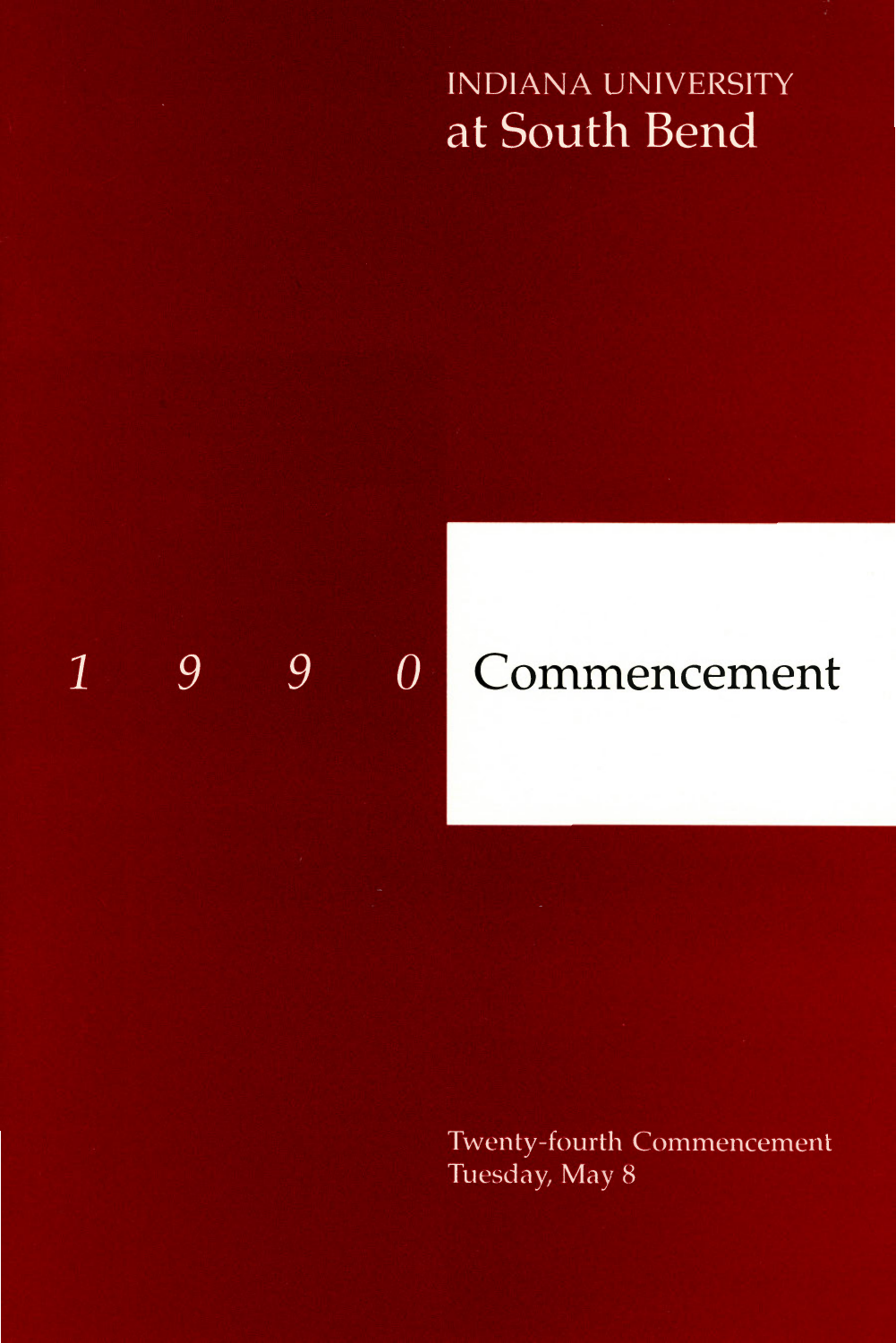INDIANA UNIVERSITY

# at South Bend

*1 9 9 0* Commencement

Twenty-fourth Commencement
Tuesday, May 8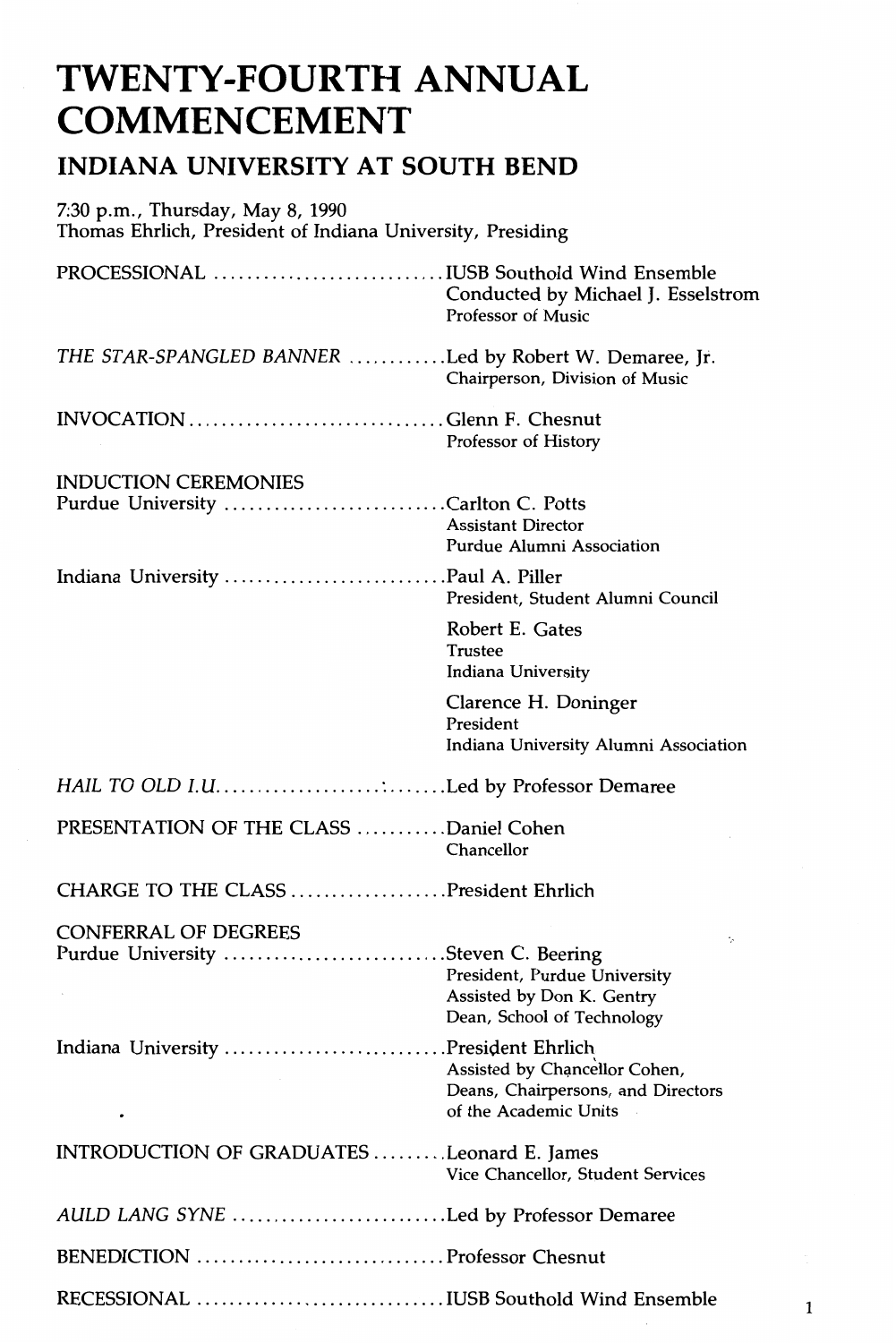# TWENTY-FOURTH ANNUAL COMMENCEMENT

## INDIANA UNIVERSITY AT SOUTH BEND

7:30 p.m., Thursday, May 8, 1990
Thomas Ehrlich, President of Indiana University, Presiding

PROCESSIONAL .......... IUSB Southold Wind Ensemble
Conducted by Michael J. Esselstrom
Professor of Music

*THE STAR-SPANGLED BANNER* .......... Led by Robert W. Demaree, Jr.
Chairperson, Division of Music

INVOCATION .......... Glenn F. Chesnut
Professor of History

INDUCTION CEREMONIES

Purdue University .......... Carlton C. Potts
Assistant Director
Purdue Alumni Association

Indiana University .......... Paul A. Piller
President, Student Alumni Council

Robert E. Gates
Trustee
Indiana University

Clarence H. Doninger
President
Indiana University Alumni Association

*HAIL TO OLD I.U.* .......... Led by Professor Demaree

PRESENTATION OF THE CLASS .......... Daniel Cohen
Chancellor

CHARGE TO THE CLASS .......... President Ehrlich

CONFERRAL OF DEGREES

Purdue University .......... Steven C. Beering
President, Purdue University
Assisted by Don K. Gentry
Dean, School of Technology

Indiana University .......... President Ehrlich
Assisted by Chancellor Cohen,
Deans, Chairpersons, and Directors
of the Academic Units

INTRODUCTION OF GRADUATES .......... Leonard E. James
Vice Chancellor, Student Services

*AULD LANG SYNE* .......... Led by Professor Demaree

BENEDICTION .......... Professor Chesnut

RECESSIONAL .......... IUSB Southold Wind Ensemble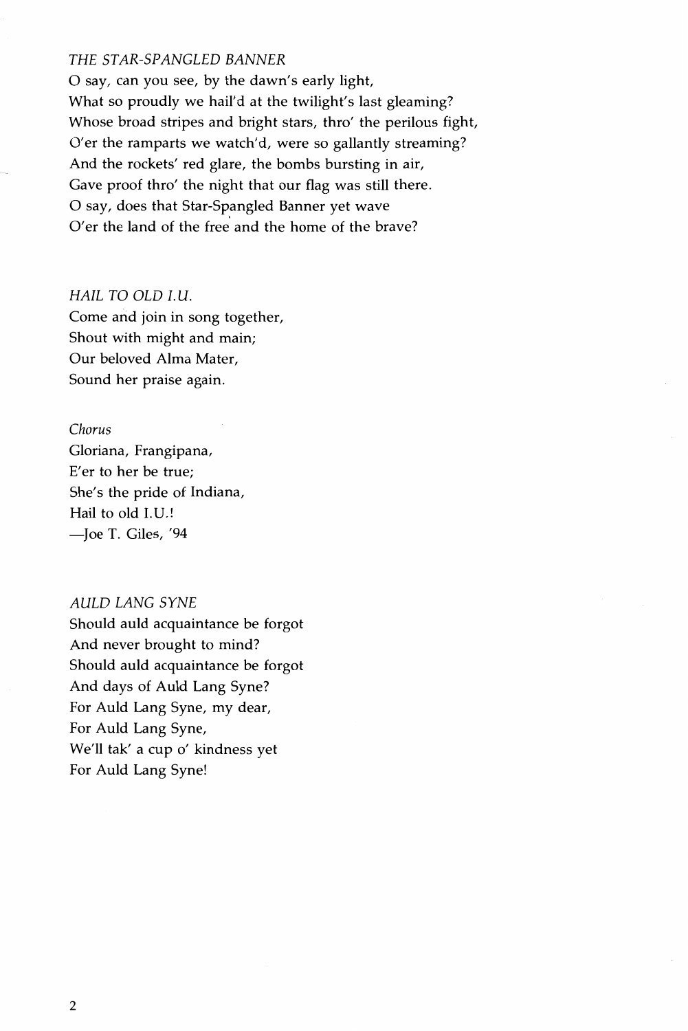*THE STAR-SPANGLED BANNER*

O say, can you see, by the dawn's early light,
What so proudly we hail'd at the twilight's last gleaming?
Whose broad stripes and bright stars, thro' the perilous fight,
O'er the ramparts we watch'd, were so gallantly streaming?
And the rockets' red glare, the bombs bursting in air,
Gave proof thro' the night that our flag was still there.
O say, does that Star-Spangled Banner yet wave
O'er the land of the free and the home of the brave?

*HAIL TO OLD I.U.*

Come and join in song together,
Shout with might and main;
Our beloved Alma Mater,
Sound her praise again.

*Chorus*

Gloriana, Frangipana,
E'er to her be true;
She's the pride of Indiana,
Hail to old I.U.!
—Joe T. Giles, '94

*AULD LANG SYNE*

Should auld acquaintance be forgot
And never brought to mind?
Should auld acquaintance be forgot
And days of Auld Lang Syne?
For Auld Lang Syne, my dear,
For Auld Lang Syne,
We'll tak' a cup o' kindness yet
For Auld Lang Syne!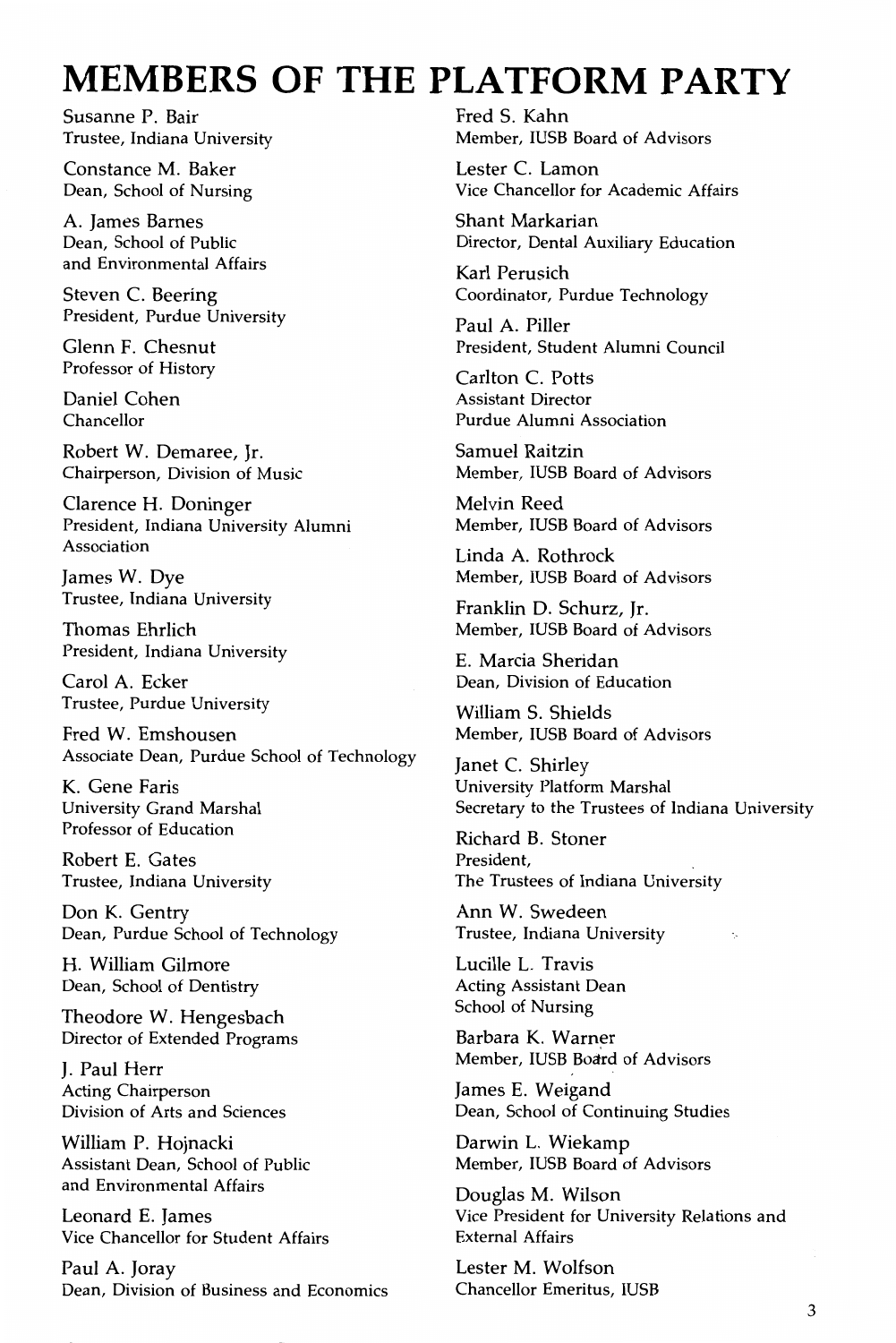# MEMBERS OF THE PLATFORM PARTY

Susanne P. Bair
Trustee, Indiana University

Constance M. Baker
Dean, School of Nursing

A. James Barnes
Dean, School of Public and Environmental Affairs

Steven C. Beering
President, Purdue University

Glenn F. Chesnut
Professor of History

Daniel Cohen
Chancellor

Robert W. Demaree, Jr.
Chairperson, Division of Music

Clarence H. Doninger
President, Indiana University Alumni Association

James W. Dye
Trustee, Indiana University

Thomas Ehrlich
President, Indiana University

Carol A. Ecker
Trustee, Purdue University

Fred W. Emshousen
Associate Dean, Purdue School of Technology

K. Gene Faris
University Grand Marshal
Professor of Education

Robert E. Gates
Trustee, Indiana University

Don K. Gentry
Dean, Purdue School of Technology

H. William Gilmore
Dean, School of Dentistry

Theodore W. Hengesbach
Director of Extended Programs

J. Paul Herr
Acting Chairperson
Division of Arts and Sciences

William P. Hojnacki
Assistant Dean, School of Public and Environmental Affairs

Leonard E. James
Vice Chancellor for Student Affairs

Paul A. Joray
Dean, Division of Business and Economics

Fred S. Kahn
Member, IUSB Board of Advisors

Lester C. Lamon
Vice Chancellor for Academic Affairs

Shant Markarian
Director, Dental Auxiliary Education

Karl Perusich
Coordinator, Purdue Technology

Paul A. Piller
President, Student Alumni Council

Carlton C. Potts
Assistant Director
Purdue Alumni Association

Samuel Raitzin
Member, IUSB Board of Advisors

Melvin Reed
Member, IUSB Board of Advisors

Linda A. Rothrock
Member, IUSB Board of Advisors

Franklin D. Schurz, Jr.
Member, IUSB Board of Advisors

E. Marcia Sheridan
Dean, Division of Education

William S. Shields
Member, IUSB Board of Advisors

Janet C. Shirley
University Platform Marshal
Secretary to the Trustees of Indiana University

Richard B. Stoner
President,
The Trustees of Indiana University

Ann W. Swedeen
Trustee, Indiana University

Lucille L. Travis
Acting Assistant Dean
School of Nursing

Barbara K. Warner
Member, IUSB Board of Advisors

James E. Weigand
Dean, School of Continuing Studies

Darwin L. Wiekamp
Member, IUSB Board of Advisors

Douglas M. Wilson
Vice President for University Relations and External Affairs

Lester M. Wolfson
Chancellor Emeritus, IUSB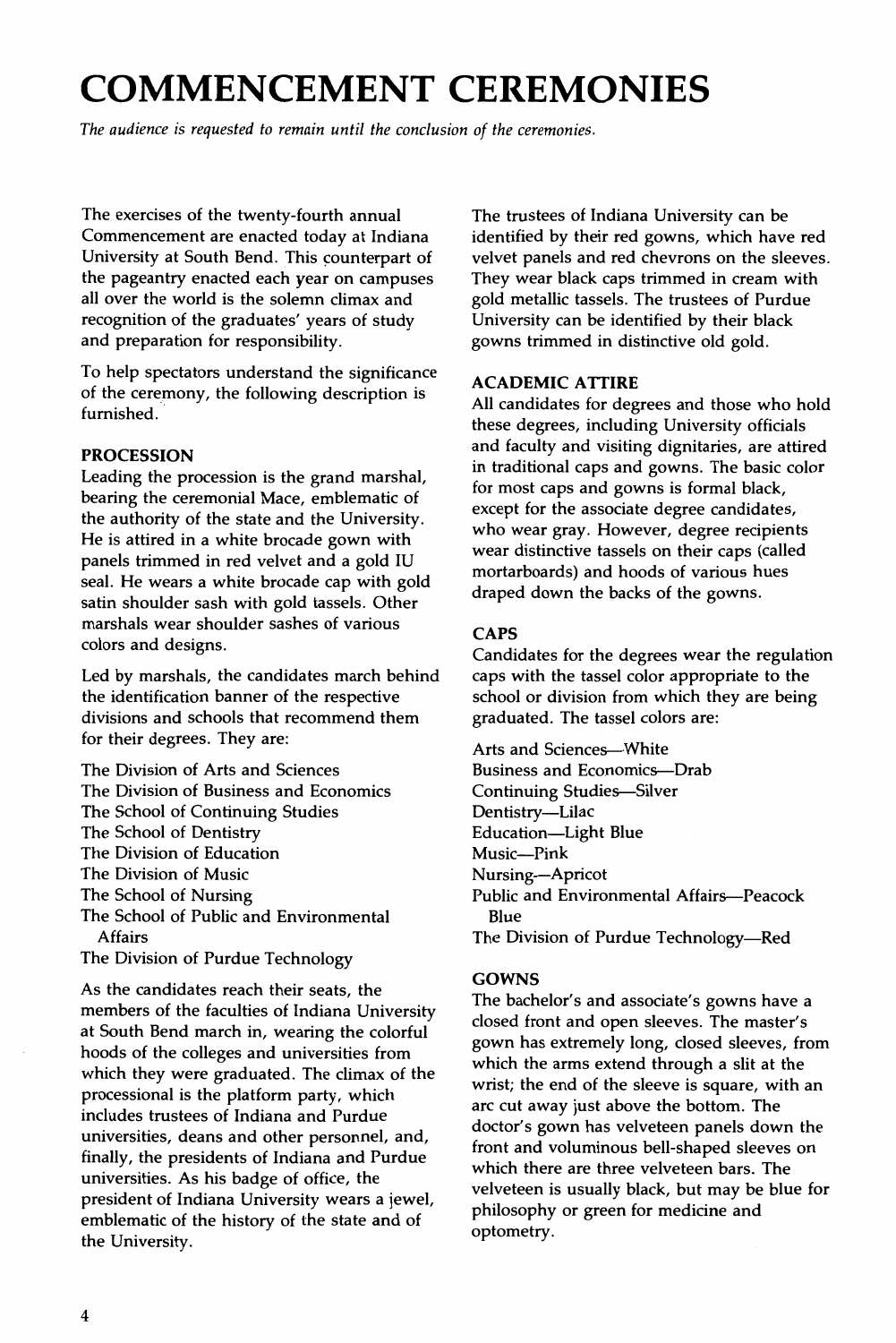# COMMENCEMENT CEREMONIES

*The audience is requested to remain until the conclusion of the ceremonies.*

The exercises of the twenty-fourth annual Commencement are enacted today at Indiana University at South Bend. This counterpart of the pageantry enacted each year on campuses all over the world is the solemn climax and recognition of the graduates' years of study and preparation for responsibility.

To help spectators understand the significance of the ceremony, the following description is furnished.

### PROCESSION

Leading the procession is the grand marshal, bearing the ceremonial Mace, emblematic of the authority of the state and the University. He is attired in a white brocade gown with panels trimmed in red velvet and a gold IU seal. He wears a white brocade cap with gold satin shoulder sash with gold tassels. Other marshals wear shoulder sashes of various colors and designs.

Led by marshals, the candidates march behind the identification banner of the respective divisions and schools that recommend them for their degrees. They are:

The Division of Arts and Sciences
The Division of Business and Economics
The School of Continuing Studies
The School of Dentistry
The Division of Education
The Division of Music
The School of Nursing
The School of Public and Environmental Affairs
The Division of Purdue Technology

As the candidates reach their seats, the members of the faculties of Indiana University at South Bend march in, wearing the colorful hoods of the colleges and universities from which they were graduated. The climax of the processional is the platform party, which includes trustees of Indiana and Purdue universities, deans and other personnel, and, finally, the presidents of Indiana and Purdue universities. As his badge of office, the president of Indiana University wears a jewel, emblematic of the history of the state and of the University.

The trustees of Indiana University can be identified by their red gowns, which have red velvet panels and red chevrons on the sleeves. They wear black caps trimmed in cream with gold metallic tassels. The trustees of Purdue University can be identified by their black gowns trimmed in distinctive old gold.

### ACADEMIC ATTIRE

All candidates for degrees and those who hold these degrees, including University officials and faculty and visiting dignitaries, are attired in traditional caps and gowns. The basic color for most caps and gowns is formal black, except for the associate degree candidates, who wear gray. However, degree recipients wear distinctive tassels on their caps (called mortarboards) and hoods of various hues draped down the backs of the gowns.

### CAPS

Candidates for the degrees wear the regulation caps with the tassel color appropriate to the school or division from which they are being graduated. The tassel colors are:

Arts and Sciences—White
Business and Economics—Drab
Continuing Studies—Silver
Dentistry—Lilac
Education—Light Blue
Music—Pink
Nursing—Apricot
Public and Environmental Affairs—Peacock Blue
The Division of Purdue Technology—Red

### GOWNS

The bachelor's and associate's gowns have a closed front and open sleeves. The master's gown has extremely long, closed sleeves, from which the arms extend through a slit at the wrist; the end of the sleeve is square, with an arc cut away just above the bottom. The doctor's gown has velveteen panels down the front and voluminous bell-shaped sleeves on which there are three velveteen bars. The velveteen is usually black, but may be blue for philosophy or green for medicine and optometry.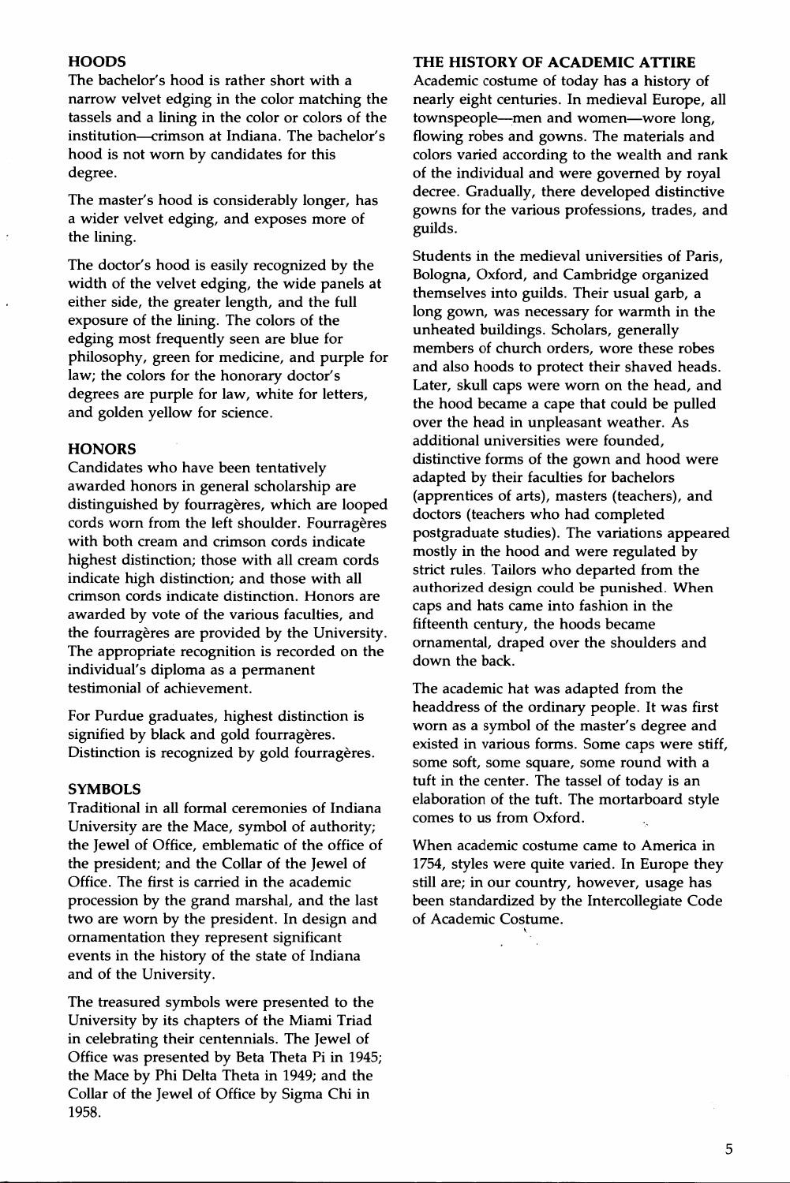## HOODS

The bachelor's hood is rather short with a narrow velvet edging in the color matching the tassels and a lining in the color or colors of the institution—crimson at Indiana. The bachelor's hood is not worn by candidates for this degree.

The master's hood is considerably longer, has a wider velvet edging, and exposes more of the lining.

The doctor's hood is easily recognized by the width of the velvet edging, the wide panels at either side, the greater length, and the full exposure of the lining. The colors of the edging most frequently seen are blue for philosophy, green for medicine, and purple for law; the colors for the honorary doctor's degrees are purple for law, white for letters, and golden yellow for science.

## HONORS

Candidates who have been tentatively awarded honors in general scholarship are distinguished by fourragères, which are looped cords worn from the left shoulder. Fourragères with both cream and crimson cords indicate highest distinction; those with all cream cords indicate high distinction; and those with all crimson cords indicate distinction. Honors are awarded by vote of the various faculties, and the fourragères are provided by the University. The appropriate recognition is recorded on the individual's diploma as a permanent testimonial of achievement.

For Purdue graduates, highest distinction is signified by black and gold fourragères. Distinction is recognized by gold fourragères.

## SYMBOLS

Traditional in all formal ceremonies of Indiana University are the Mace, symbol of authority; the Jewel of Office, emblematic of the office of the president; and the Collar of the Jewel of Office. The first is carried in the academic procession by the grand marshal, and the last two are worn by the president. In design and ornamentation they represent significant events in the history of the state of Indiana and of the University.

The treasured symbols were presented to the University by its chapters of the Miami Triad in celebrating their centennials. The Jewel of Office was presented by Beta Theta Pi in 1945; the Mace by Phi Delta Theta in 1949; and the Collar of the Jewel of Office by Sigma Chi in 1958.

## THE HISTORY OF ACADEMIC ATTIRE

Academic costume of today has a history of nearly eight centuries. In medieval Europe, all townspeople—men and women—wore long, flowing robes and gowns. The materials and colors varied according to the wealth and rank of the individual and were governed by royal decree. Gradually, there developed distinctive gowns for the various professions, trades, and guilds.

Students in the medieval universities of Paris, Bologna, Oxford, and Cambridge organized themselves into guilds. Their usual garb, a long gown, was necessary for warmth in the unheated buildings. Scholars, generally members of church orders, wore these robes and also hoods to protect their shaved heads. Later, skull caps were worn on the head, and the hood became a cape that could be pulled over the head in unpleasant weather. As additional universities were founded, distinctive forms of the gown and hood were adapted by their faculties for bachelors (apprentices of arts), masters (teachers), and doctors (teachers who had completed postgraduate studies). The variations appeared mostly in the hood and were regulated by strict rules. Tailors who departed from the authorized design could be punished. When caps and hats came into fashion in the fifteenth century, the hoods became ornamental, draped over the shoulders and down the back.

The academic hat was adapted from the headdress of the ordinary people. It was first worn as a symbol of the master's degree and existed in various forms. Some caps were stiff, some soft, some square, some round with a tuft in the center. The tassel of today is an elaboration of the tuft. The mortarboard style comes to us from Oxford.

When academic costume came to America in 1754, styles were quite varied. In Europe they still are; in our country, however, usage has been standardized by the Intercollegiate Code of Academic Costume.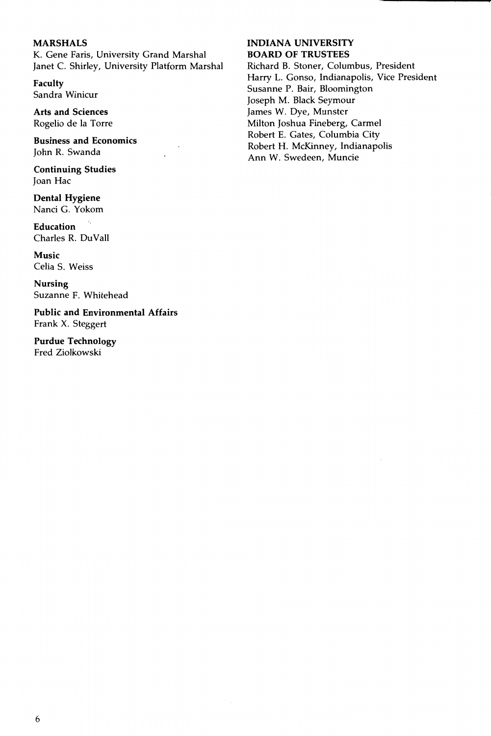## MARSHALS

K. Gene Faris, University Grand Marshal
Janet C. Shirley, University Platform Marshal

**Faculty**
Sandra Winicur

**Arts and Sciences**
Rogelio de la Torre

**Business and Economics**
John R. Swanda

**Continuing Studies**
Joan Hac

**Dental Hygiene**
Nanci G. Yokom

**Education**
Charles R. DuVall

**Music**
Celia S. Weiss

**Nursing**
Suzanne F. Whitehead

**Public and Environmental Affairs**
Frank X. Steggert

**Purdue Technology**
Fred Ziolkowski

## INDIANA UNIVERSITY BOARD OF TRUSTEES

Richard B. Stoner, Columbus, President
Harry L. Gonso, Indianapolis, Vice President
Susanne P. Bair, Bloomington
Joseph M. Black Seymour
James W. Dye, Munster
Milton Joshua Fineberg, Carmel
Robert E. Gates, Columbia City
Robert H. McKinney, Indianapolis
Ann W. Swedeen, Muncie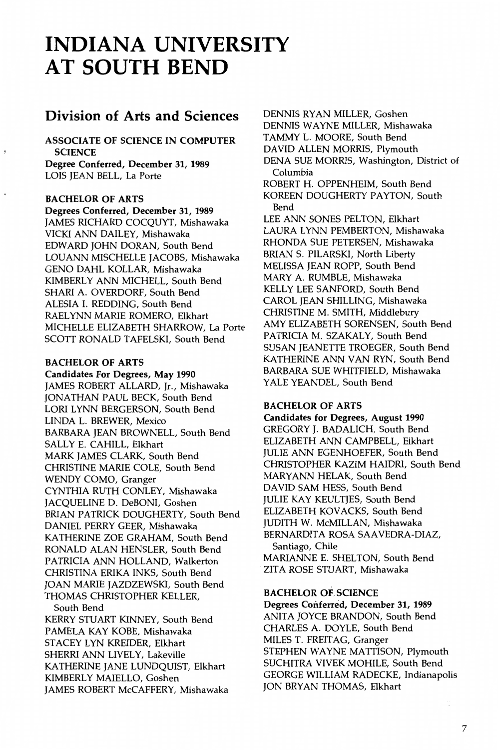# INDIANA UNIVERSITY AT SOUTH BEND

## Division of Arts and Sciences

### ASSOCIATE OF SCIENCE IN COMPUTER SCIENCE

**Degree Conferred, December 31, 1989**

LOIS JEAN BELL, La Porte

### BACHELOR OF ARTS

**Degrees Conferred, December 31, 1989**

JAMES RICHARD COCQUYT, Mishawaka
VICKI ANN DAILEY, Mishawaka
EDWARD JOHN DORAN, South Bend
LOUANN MISCHELLE JACOBS, Mishawaka
GENO DAHL KOLLAR, Mishawaka
KIMBERLY ANN MICHELL, South Bend
SHARI A. OVERDORF, South Bend
ALESIA I. REDDING, South Bend
RAELYNN MARIE ROMERO, Elkhart
MICHELLE ELIZABETH SHARROW, La Porte
SCOTT RONALD TAFELSKI, South Bend

### BACHELOR OF ARTS

**Candidates For Degrees, May 1990**

JAMES ROBERT ALLARD, Jr., Mishawaka
JONATHAN PAUL BECK, South Bend
LORI LYNN BERGERSON, South Bend
LINDA L. BREWER, Mexico
BARBARA JEAN BROWNELL, South Bend
SALLY E. CAHILL, Elkhart
MARK JAMES CLARK, South Bend
CHRISTINE MARIE COLE, South Bend
WENDY COMO, Granger
CYNTHIA RUTH CONLEY, Mishawaka
JACQUELINE D. DeBONI, Goshen
BRIAN PATRICK DOUGHERTY, South Bend
DANIEL PERRY GEER, Mishawaka
KATHERINE ZOE GRAHAM, South Bend
RONALD ALAN HENSLER, South Bend
PATRICIA ANN HOLLAND, Walkerton
CHRISTINA ERIKA INKS, South Bend
JOAN MARIE JAZDZEWSKI, South Bend
THOMAS CHRISTOPHER KELLER, South Bend
KERRY STUART KINNEY, South Bend
PAMELA KAY KOBE, Mishawaka
STACEY LYN KREIDER, Elkhart
SHERRI ANN LIVELY, Lakeville
KATHERINE JANE LUNDQUIST, Elkhart
KIMBERLY MAIELLO, Goshen
JAMES ROBERT McCAFFERY, Mishawaka
DENNIS RYAN MILLER, Goshen
DENNIS WAYNE MILLER, Mishawaka
TAMMY L. MOORE, South Bend
DAVID ALLEN MORRIS, Plymouth
DENA SUE MORRIS, Washington, District of Columbia
ROBERT H. OPPENHEIM, South Bend
KOREEN DOUGHERTY PAYTON, South Bend
LEE ANN SONES PELTON, Elkhart
LAURA LYNN PEMBERTON, Mishawaka
RHONDA SUE PETERSEN, Mishawaka
BRIAN S. PILARSKI, North Liberty
MELISSA JEAN ROPP, South Bend
MARY A. RUMBLE, Mishawaka
KELLY LEE SANFORD, South Bend
CAROL JEAN SHILLING, Mishawaka
CHRISTINE M. SMITH, Middlebury
AMY ELIZABETH SORENSEN, South Bend
PATRICIA M. SZAKALY, South Bend
SUSAN JEANETTE TROEGER, South Bend
KATHERINE ANN VAN RYN, South Bend
BARBARA SUE WHITFIELD, Mishawaka
YALE YEANDEL, South Bend

### BACHELOR OF ARTS

**Candidates for Degrees, August 1990**

GREGORY J. BADALICH, South Bend
ELIZABETH ANN CAMPBELL, Elkhart
JULIE ANN EGENHOEFER, South Bend
CHRISTOPHER KAZIM HAIDRI, South Bend
MARYANN HELAK, South Bend
DAVID SAM HESS, South Bend
JULIE KAY KEULTJES, South Bend
ELIZABETH KOVACKS, South Bend
JUDITH W. McMILLAN, Mishawaka
BERNARDITA ROSA SAAVEDRA-DIAZ, Santiago, Chile
MARIANNE E. SHELTON, South Bend
ZITA ROSE STUART, Mishawaka

### BACHELOR OF SCIENCE

**Degrees Conferred, December 31, 1989**

ANITA JOYCE BRANDON, South Bend
CHARLES A. DOYLE, South Bend
MILES T. FREITAG, Granger
STEPHEN WAYNE MATTISON, Plymouth
SUCHITRA VIVEK MOHILE, South Bend
GEORGE WILLIAM RADECKE, Indianapolis
JON BRYAN THOMAS, Elkhart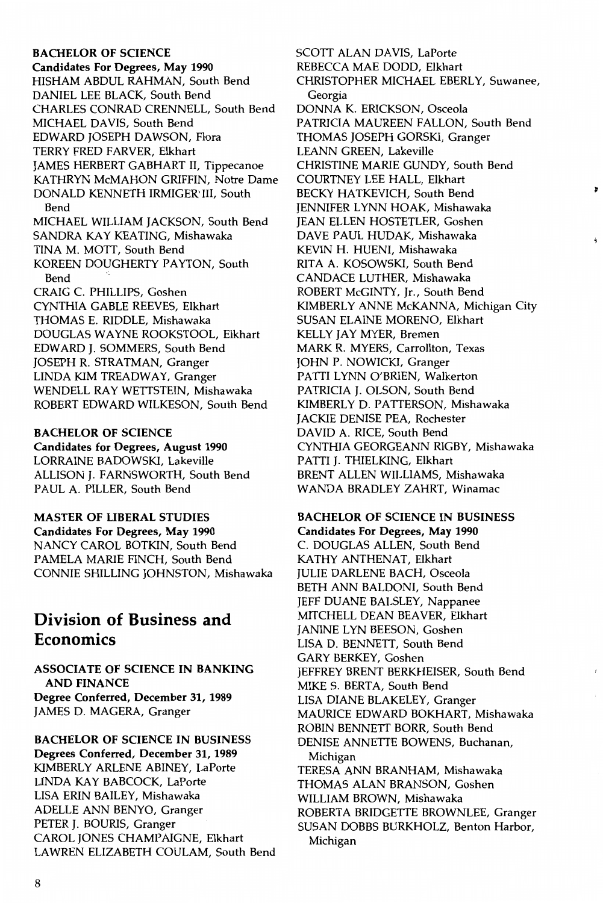**BACHELOR OF SCIENCE**
**Candidates For Degrees, May 1990**
HISHAM ABDUL RAHMAN, South Bend
DANIEL LEE BLACK, South Bend
CHARLES CONRAD CRENNELL, South Bend
MICHAEL DAVIS, South Bend
EDWARD JOSEPH DAWSON, Flora
TERRY FRED FARVER, Elkhart
JAMES HERBERT GABHART II, Tippecanoe
KATHRYN McMAHON GRIFFIN, Notre Dame
DONALD KENNETH IRMIGER III, South Bend
MICHAEL WILLIAM JACKSON, South Bend
SANDRA KAY KEATING, Mishawaka
TINA M. MOTT, South Bend
KOREEN DOUGHERTY PAYTON, South Bend
CRAIG C. PHILLIPS, Goshen
CYNTHIA GABLE REEVES, Elkhart
THOMAS E. RIDDLE, Mishawaka
DOUGLAS WAYNE ROOKSTOOL, Elkhart
EDWARD J. SOMMERS, South Bend
JOSEPH R. STRATMAN, Granger
LINDA KIM TREADWAY, Granger
WENDELL RAY WETTSTEIN, Mishawaka
ROBERT EDWARD WILKESON, South Bend

**BACHELOR OF SCIENCE**
**Candidates for Degrees, August 1990**
LORRAINE BADOWSKI, Lakeville
ALLISON J. FARNSWORTH, South Bend
PAUL A. PILLER, South Bend

**MASTER OF LIBERAL STUDIES**
**Candidates For Degrees, May 1990**
NANCY CAROL BOTKIN, South Bend
PAMELA MARIE FINCH, South Bend
CONNIE SHILLING JOHNSTON, Mishawaka

## Division of Business and Economics

**ASSOCIATE OF SCIENCE IN BANKING AND FINANCE**
**Degree Conferred, December 31, 1989**
JAMES D. MAGERA, Granger

**BACHELOR OF SCIENCE IN BUSINESS**
**Degrees Conferred, December 31, 1989**
KIMBERLY ARLENE ABINEY, LaPorte
LINDA KAY BABCOCK, LaPorte
LISA ERIN BAILEY, Mishawaka
ADELLE ANN BENYO, Granger
PETER J. BOURIS, Granger
CAROL JONES CHAMPAIGNE, Elkhart
LAWREN ELIZABETH COULAM, South Bend
SCOTT ALAN DAVIS, LaPorte
REBECCA MAE DODD, Elkhart
CHRISTOPHER MICHAEL EBERLY, Suwanee, Georgia
DONNA K. ERICKSON, Osceola
PATRICIA MAUREEN FALLON, South Bend
THOMAS JOSEPH GORSKI, Granger
LEANN GREEN, Lakeville
CHRISTINE MARIE GUNDY, South Bend
COURTNEY LEE HALL, Elkhart
BECKY HATKEVICH, South Bend
JENNIFER LYNN HOAK, Mishawaka
JEAN ELLEN HOSTETLER, Goshen
DAVE PAUL HUDAK, Mishawaka
KEVIN H. HUENI, Mishawaka
RITA A. KOSOWSKI, South Bend
CANDACE LUTHER, Mishawaka
ROBERT McGINTY, Jr., South Bend
KIMBERLY ANNE McKANNA, Michigan City
SUSAN ELAINE MORENO, Elkhart
KELLY JAY MYER, Bremen
MARK R. MYERS, Carrollton, Texas
JOHN P. NOWICKI, Granger
PATTI LYNN O'BRIEN, Walkerton
PATRICIA J. OLSON, South Bend
KIMBERLY D. PATTERSON, Mishawaka
JACKIE DENISE PEA, Rochester
DAVID A. RICE, South Bend
CYNTHIA GEORGEANN RIGBY, Mishawaka
PATTI J. THIELKING, Elkhart
BRENT ALLEN WILLIAMS, Mishawaka
WANDA BRADLEY ZAHRT, Winamac

**BACHELOR OF SCIENCE IN BUSINESS**
**Candidates For Degrees, May 1990**
C. DOUGLAS ALLEN, South Bend
KATHY ANTHENAT, Elkhart
JULIE DARLENE BACH, Osceola
BETH ANN BALDONI, South Bend
JEFF DUANE BALSLEY, Nappanee
MITCHELL DEAN BEAVER, Elkhart
JANINE LYN BEESON, Goshen
LISA D. BENNETT, South Bend
GARY BERKEY, Goshen
JEFFREY BRENT BERKHEISER, South Bend
MIKE S. BERTA, South Bend
LISA DIANE BLAKELEY, Granger
MAURICE EDWARD BOKHART, Mishawaka
ROBIN BENNETT BORR, South Bend
DENISE ANNETTE BOWENS, Buchanan, Michigan
TERESA ANN BRANHAM, Mishawaka
THOMAS ALAN BRANSON, Goshen
WILLIAM BROWN, Mishawaka
ROBERTA BRIDGETTE BROWNLEE, Granger
SUSAN DOBBS BURKHOLZ, Benton Harbor, Michigan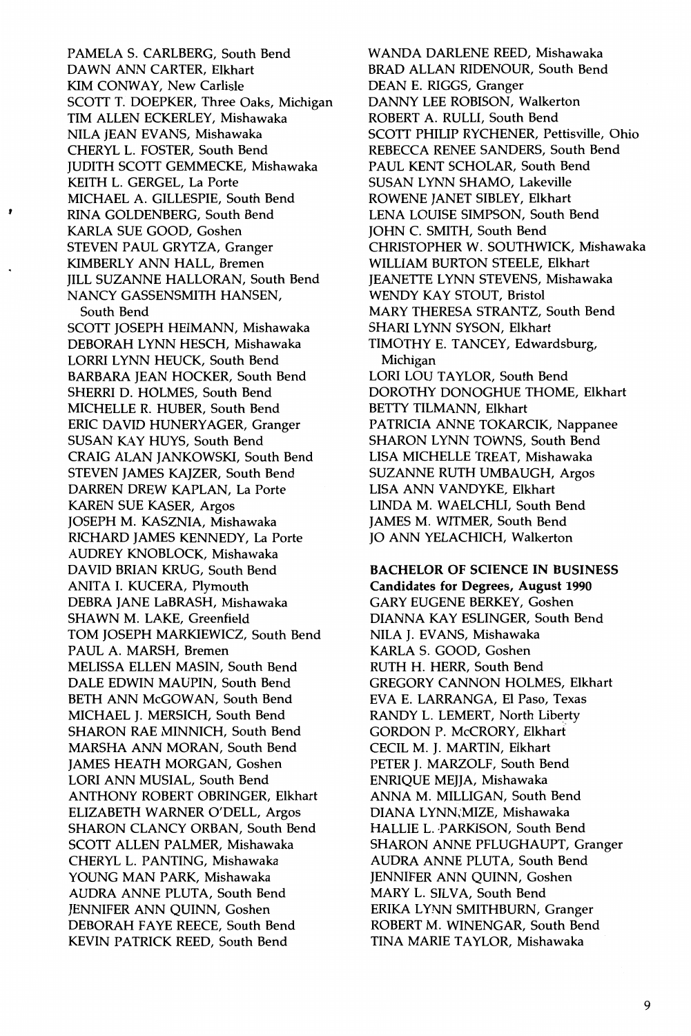PAMELA S. CARLBERG, South Bend
DAWN ANN CARTER, Elkhart
KIM CONWAY, New Carlisle
SCOTT T. DOEPKER, Three Oaks, Michigan
TIM ALLEN ECKERLEY, Mishawaka
NILA JEAN EVANS, Mishawaka
CHERYL L. FOSTER, South Bend
JUDITH SCOTT GEMMECKE, Mishawaka
KEITH L. GERGEL, La Porte
MICHAEL A. GILLESPIE, South Bend
RINA GOLDENBERG, South Bend
KARLA SUE GOOD, Goshen
STEVEN PAUL GRYTZA, Granger
KIMBERLY ANN HALL, Bremen
JILL SUZANNE HALLORAN, South Bend
NANCY GASSENSMITH HANSEN, South Bend
SCOTT JOSEPH HEIMANN, Mishawaka
DEBORAH LYNN HESCH, Mishawaka
LORRI LYNN HEUCK, South Bend
BARBARA JEAN HOCKER, South Bend
SHERRI D. HOLMES, South Bend
MICHELLE R. HUBER, South Bend
ERIC DAVID HUNERYAGER, Granger
SUSAN KAY HUYS, South Bend
CRAIG ALAN JANKOWSKI, South Bend
STEVEN JAMES KAJZER, South Bend
DARREN DREW KAPLAN, La Porte
KAREN SUE KASER, Argos
JOSEPH M. KASZNIA, Mishawaka
RICHARD JAMES KENNEDY, La Porte
AUDREY KNOBLOCK, Mishawaka
DAVID BRIAN KRUG, South Bend
ANITA I. KUCERA, Plymouth
DEBRA JANE LaBRASH, Mishawaka
SHAWN M. LAKE, Greenfield
TOM JOSEPH MARKIEWICZ, South Bend
PAUL A. MARSH, Bremen
MELISSA ELLEN MASIN, South Bend
DALE EDWIN MAUPIN, South Bend
BETH ANN McGOWAN, South Bend
MICHAEL J. MERSICH, South Bend
SHARON RAE MINNICH, South Bend
MARSHA ANN MORAN, South Bend
JAMES HEATH MORGAN, Goshen
LORI ANN MUSIAL, South Bend
ANTHONY ROBERT OBRINGER, Elkhart
ELIZABETH WARNER O'DELL, Argos
SHARON CLANCY ORBAN, South Bend
SCOTT ALLEN PALMER, Mishawaka
CHERYL L. PANTING, Mishawaka
YOUNG MAN PARK, Mishawaka
AUDRA ANNE PLUTA, South Bend
JENNIFER ANN QUINN, Goshen
DEBORAH FAYE REECE, South Bend
KEVIN PATRICK REED, South Bend
WANDA DARLENE REED, Mishawaka
BRAD ALLAN RIDENOUR, South Bend
DEAN E. RIGGS, Granger
DANNY LEE ROBISON, Walkerton
ROBERT A. RULLI, South Bend
SCOTT PHILIP RYCHENER, Pettisville, Ohio
REBECCA RENEE SANDERS, South Bend
PAUL KENT SCHOLAR, South Bend
SUSAN LYNN SHAMO, Lakeville
ROWENE JANET SIBLEY, Elkhart
LENA LOUISE SIMPSON, South Bend
JOHN C. SMITH, South Bend
CHRISTOPHER W. SOUTHWICK, Mishawaka
WILLIAM BURTON STEELE, Elkhart
JEANETTE LYNN STEVENS, Mishawaka
WENDY KAY STOUT, Bristol
MARY THERESA STRANTZ, South Bend
SHARI LYNN SYSON, Elkhart
TIMOTHY E. TANCEY, Edwardsburg, Michigan
LORI LOU TAYLOR, South Bend
DOROTHY DONOGHUE THOME, Elkhart
BETTY TILMANN, Elkhart
PATRICIA ANNE TOKARCIK, Nappanee
SHARON LYNN TOWNS, South Bend
LISA MICHELLE TREAT, Mishawaka
SUZANNE RUTH UMBAUGH, Argos
LISA ANN VANDYKE, Elkhart
LINDA M. WAELCHLI, South Bend
JAMES M. WITMER, South Bend
JO ANN YELACHICH, Walkerton

**BACHELOR OF SCIENCE IN BUSINESS**
**Candidates for Degrees, August 1990**

GARY EUGENE BERKEY, Goshen
DIANNA KAY ESLINGER, South Bend
NILA J. EVANS, Mishawaka
KARLA S. GOOD, Goshen
RUTH H. HERR, South Bend
GREGORY CANNON HOLMES, Elkhart
EVA E. LARRANGA, El Paso, Texas
RANDY L. LEMERT, North Liberty
GORDON P. McCRORY, Elkhart
CECIL M. J. MARTIN, Elkhart
PETER J. MARZOLF, South Bend
ENRIQUE MEJJA, Mishawaka
ANNA M. MILLIGAN, South Bend
DIANA LYNN MIZE, Mishawaka
HALLIE L. PARKISON, South Bend
SHARON ANNE PFLUGHAUPT, Granger
AUDRA ANNE PLUTA, South Bend
JENNIFER ANN QUINN, Goshen
MARY L. SILVA, South Bend
ERIKA LYNN SMITHBURN, Granger
ROBERT M. WINENGAR, South Bend
TINA MARIE TAYLOR, Mishawaka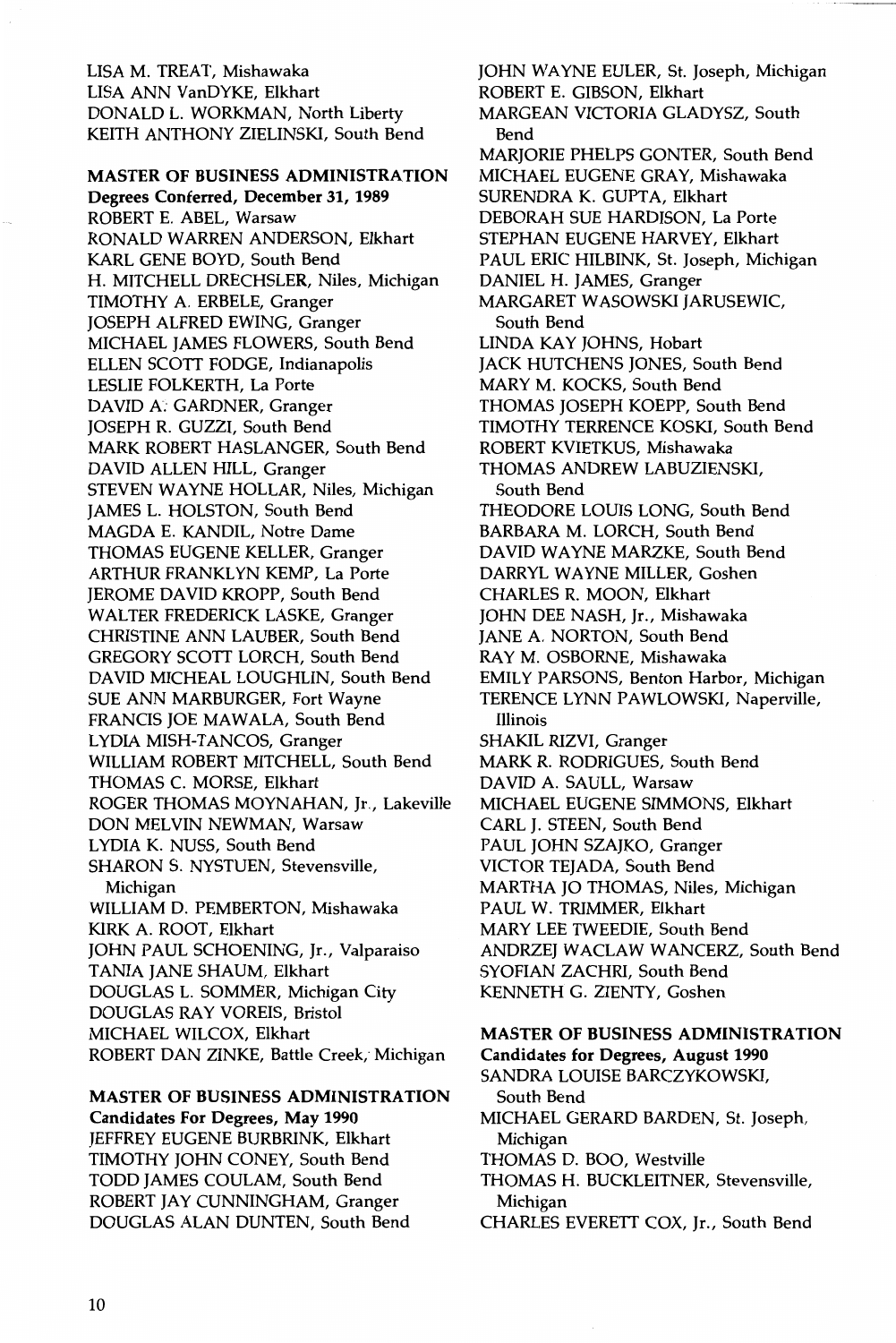LISA M. TREAT, Mishawaka
LISA ANN VanDYKE, Elkhart
DONALD L. WORKMAN, North Liberty
KEITH ANTHONY ZIELINSKI, South Bend

**MASTER OF BUSINESS ADMINISTRATION**
**Degrees Conferred, December 31, 1989**

ROBERT E. ABEL, Warsaw
RONALD WARREN ANDERSON, Elkhart
KARL GENE BOYD, South Bend
H. MITCHELL DRECHSLER, Niles, Michigan
TIMOTHY A. ERBELE, Granger
JOSEPH ALFRED EWING, Granger
MICHAEL JAMES FLOWERS, South Bend
ELLEN SCOTT FODGE, Indianapolis
LESLIE FOLKERTH, La Porte
DAVID A. GARDNER, Granger
JOSEPH R. GUZZI, South Bend
MARK ROBERT HASLANGER, South Bend
DAVID ALLEN HILL, Granger
STEVEN WAYNE HOLLAR, Niles, Michigan
JAMES L. HOLSTON, South Bend
MAGDA E. KANDIL, Notre Dame
THOMAS EUGENE KELLER, Granger
ARTHUR FRANKLYN KEMP, La Porte
JEROME DAVID KROPP, South Bend
WALTER FREDERICK LASKE, Granger
CHRISTINE ANN LAUBER, South Bend
GREGORY SCOTT LORCH, South Bend
DAVID MICHEAL LOUGHLIN, South Bend
SUE ANN MARBURGER, Fort Wayne
FRANCIS JOE MAWALA, South Bend
LYDIA MISH-TANCOS, Granger
WILLIAM ROBERT MITCHELL, South Bend
THOMAS C. MORSE, Elkhart
ROGER THOMAS MOYNAHAN, Jr., Lakeville
DON MELVIN NEWMAN, Warsaw
LYDIA K. NUSS, South Bend
SHARON S. NYSTUEN, Stevensville, Michigan
WILLIAM D. PEMBERTON, Mishawaka
KIRK A. ROOT, Elkhart
JOHN PAUL SCHOENING, Jr., Valparaiso
TANIA JANE SHAUM, Elkhart
DOUGLAS L. SOMMER, Michigan City
DOUGLAS RAY VOREIS, Bristol
MICHAEL WILCOX, Elkhart
ROBERT DAN ZINKE, Battle Creek, Michigan

**MASTER OF BUSINESS ADMINISTRATION**
**Candidates For Degrees, May 1990**

JEFFREY EUGENE BURBRINK, Elkhart
TIMOTHY JOHN CONEY, South Bend
TODD JAMES COULAM, South Bend
ROBERT JAY CUNNINGHAM, Granger
DOUGLAS ALAN DUNTEN, South Bend
JOHN WAYNE EULER, St. Joseph, Michigan
ROBERT E. GIBSON, Elkhart
MARGEAN VICTORIA GLADYSZ, South Bend
MARJORIE PHELPS GONTER, South Bend
MICHAEL EUGENE GRAY, Mishawaka
SURENDRA K. GUPTA, Elkhart
DEBORAH SUE HARDISON, La Porte
STEPHAN EUGENE HARVEY, Elkhart
PAUL ERIC HILBINK, St. Joseph, Michigan
DANIEL H. JAMES, Granger
MARGARET WASOWSKI JARUSEWIC, South Bend
LINDA KAY JOHNS, Hobart
JACK HUTCHENS JONES, South Bend
MARY M. KOCKS, South Bend
THOMAS JOSEPH KOEPP, South Bend
TIMOTHY TERRENCE KOSKI, South Bend
ROBERT KVIETKUS, Mishawaka
THOMAS ANDREW LABUZIENSKI, South Bend
THEODORE LOUIS LONG, South Bend
BARBARA M. LORCH, South Bend
DAVID WAYNE MARZKE, South Bend
DARRYL WAYNE MILLER, Goshen
CHARLES R. MOON, Elkhart
JOHN DEE NASH, Jr., Mishawaka
JANE A. NORTON, South Bend
RAY M. OSBORNE, Mishawaka
EMILY PARSONS, Benton Harbor, Michigan
TERENCE LYNN PAWLOWSKI, Naperville, Illinois
SHAKIL RIZVI, Granger
MARK R. RODRIGUES, South Bend
DAVID A. SAULL, Warsaw
MICHAEL EUGENE SIMMONS, Elkhart
CARL J. STEEN, South Bend
PAUL JOHN SZAJKO, Granger
VICTOR TEJADA, South Bend
MARTHA JO THOMAS, Niles, Michigan
PAUL W. TRIMMER, Elkhart
MARY LEE TWEEDIE, South Bend
ANDRZEJ WACLAW WANCERZ, South Bend
SYOFIAN ZACHRI, South Bend
KENNETH G. ZIENTY, Goshen

**MASTER OF BUSINESS ADMINISTRATION**
**Candidates for Degrees, August 1990**

SANDRA LOUISE BARCZYKOWSKI, South Bend
MICHAEL GERARD BARDEN, St. Joseph, Michigan
THOMAS D. BOO, Westville
THOMAS H. BUCKLEITNER, Stevensville, Michigan
CHARLES EVERETT COX, Jr., South Bend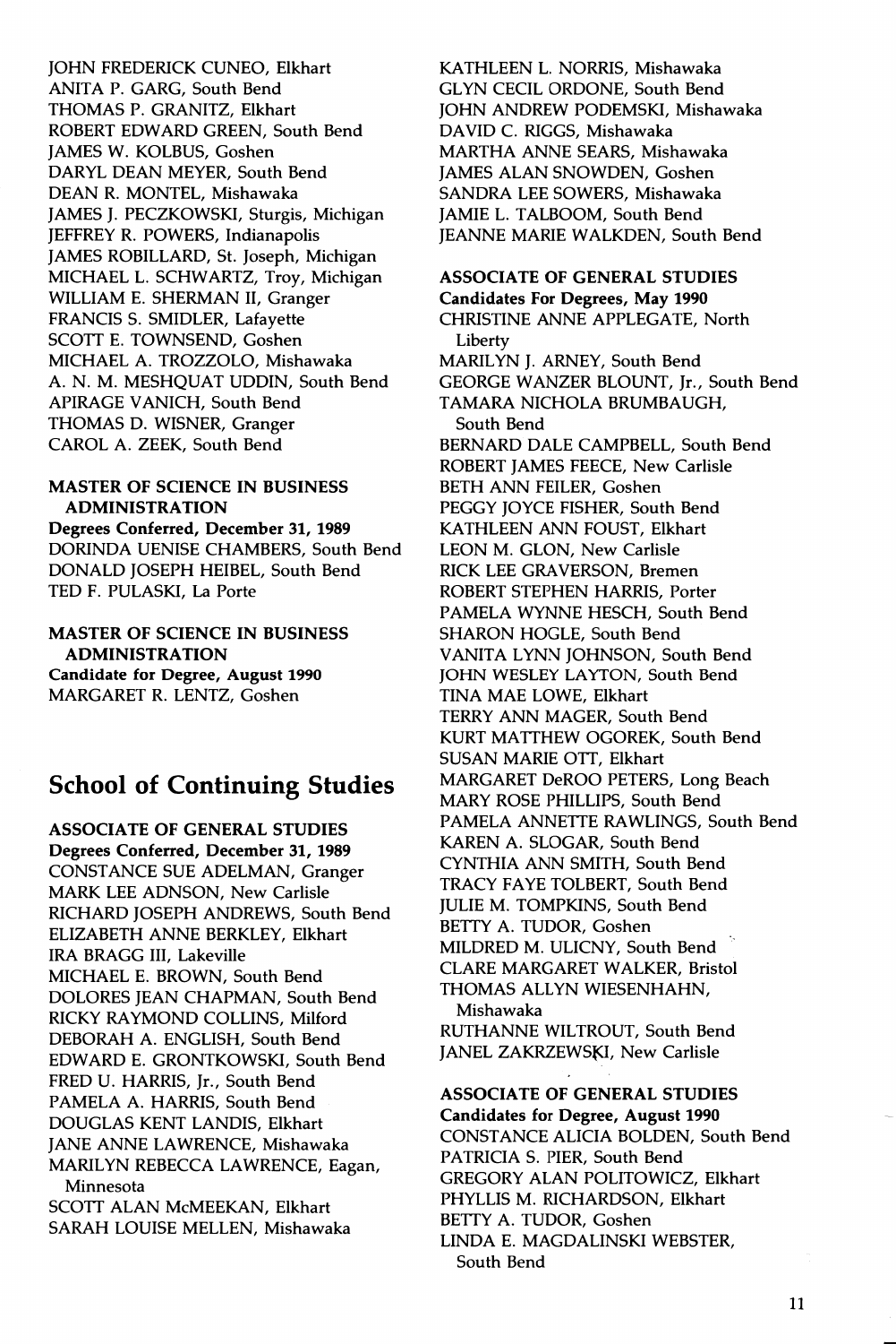JOHN FREDERICK CUNEO, Elkhart
ANITA P. GARG, South Bend
THOMAS P. GRANITZ, Elkhart
ROBERT EDWARD GREEN, South Bend
JAMES W. KOLBUS, Goshen
DARYL DEAN MEYER, South Bend
DEAN R. MONTEL, Mishawaka
JAMES J. PECZKOWSKI, Sturgis, Michigan
JEFFREY R. POWERS, Indianapolis
JAMES ROBILLARD, St. Joseph, Michigan
MICHAEL L. SCHWARTZ, Troy, Michigan
WILLIAM E. SHERMAN II, Granger
FRANCIS S. SMIDLER, Lafayette
SCOTT E. TOWNSEND, Goshen
MICHAEL A. TROZZOLO, Mishawaka
A. N. M. MESHQUAT UDDIN, South Bend
APIRAGE VANICH, South Bend
THOMAS D. WISNER, Granger
CAROL A. ZEEK, South Bend

**MASTER OF SCIENCE IN BUSINESS ADMINISTRATION**
**Degrees Conferred, December 31, 1989**
DORINDA UENISE CHAMBERS, South Bend
DONALD JOSEPH HEIBEL, South Bend
TED F. PULASKI, La Porte

**MASTER OF SCIENCE IN BUSINESS ADMINISTRATION**
**Candidate for Degree, August 1990**
MARGARET R. LENTZ, Goshen

## School of Continuing Studies

**ASSOCIATE OF GENERAL STUDIES**
**Degrees Conferred, December 31, 1989**
CONSTANCE SUE ADELMAN, Granger
MARK LEE ADNSON, New Carlisle
RICHARD JOSEPH ANDREWS, South Bend
ELIZABETH ANNE BERKLEY, Elkhart
IRA BRAGG III, Lakeville
MICHAEL E. BROWN, South Bend
DOLORES JEAN CHAPMAN, South Bend
RICKY RAYMOND COLLINS, Milford
DEBORAH A. ENGLISH, South Bend
EDWARD E. GRONTKOWSKI, South Bend
FRED U. HARRIS, Jr., South Bend
PAMELA A. HARRIS, South Bend
DOUGLAS KENT LANDIS, Elkhart
JANE ANNE LAWRENCE, Mishawaka
MARILYN REBECCA LAWRENCE, Eagan, Minnesota
SCOTT ALAN McMEEKAN, Elkhart
SARAH LOUISE MELLEN, Mishawaka
KATHLEEN L. NORRIS, Mishawaka
GLYN CECIL ORDONE, South Bend
JOHN ANDREW PODEMSKI, Mishawaka
DAVID C. RIGGS, Mishawaka
MARTHA ANNE SEARS, Mishawaka
JAMES ALAN SNOWDEN, Goshen
SANDRA LEE SOWERS, Mishawaka
JAMIE L. TALBOOM, South Bend
JEANNE MARIE WALKDEN, South Bend

**ASSOCIATE OF GENERAL STUDIES**
**Candidates For Degrees, May 1990**
CHRISTINE ANNE APPLEGATE, North Liberty
MARILYN J. ARNEY, South Bend
GEORGE WANZER BLOUNT, Jr., South Bend
TAMARA NICHOLA BRUMBAUGH, South Bend
BERNARD DALE CAMPBELL, South Bend
ROBERT JAMES FEECE, New Carlisle
BETH ANN FEILER, Goshen
PEGGY JOYCE FISHER, South Bend
KATHLEEN ANN FOUST, Elkhart
LEON M. GLON, New Carlisle
RICK LEE GRAVERSON, Bremen
ROBERT STEPHEN HARRIS, Porter
PAMELA WYNNE HESCH, South Bend
SHARON HOGLE, South Bend
VANITA LYNN JOHNSON, South Bend
JOHN WESLEY LAYTON, South Bend
TINA MAE LOWE, Elkhart
TERRY ANN MAGER, South Bend
KURT MATTHEW OGOREK, South Bend
SUSAN MARIE OTT, Elkhart
MARGARET DeROO PETERS, Long Beach
MARY ROSE PHILLIPS, South Bend
PAMELA ANNETTE RAWLINGS, South Bend
KAREN A. SLOGAR, South Bend
CYNTHIA ANN SMITH, South Bend
TRACY FAYE TOLBERT, South Bend
JULIE M. TOMPKINS, South Bend
BETTY A. TUDOR, Goshen
MILDRED M. ULICNY, South Bend
CLARE MARGARET WALKER, Bristol
THOMAS ALLYN WIESENHAHN, Mishawaka
RUTHANNE WILTROUT, South Bend
JANEL ZAKRZEWSKI, New Carlisle

**ASSOCIATE OF GENERAL STUDIES**
**Candidates for Degree, August 1990**
CONSTANCE ALICIA BOLDEN, South Bend
PATRICIA S. PIER, South Bend
GREGORY ALAN POLITOWICZ, Elkhart
PHYLLIS M. RICHARDSON, Elkhart
BETTY A. TUDOR, Goshen
LINDA E. MAGDALINSKI WEBSTER, South Bend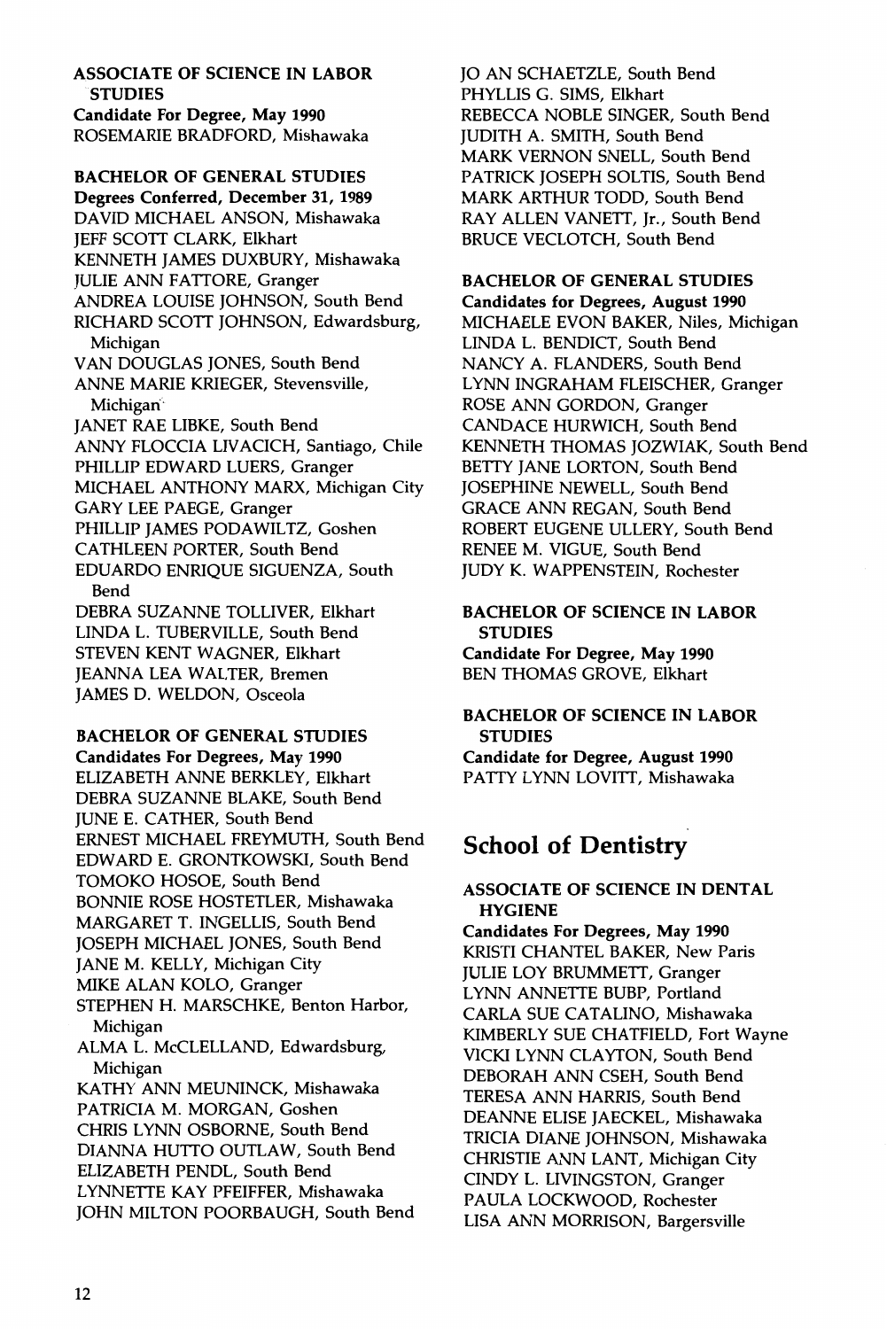**ASSOCIATE OF SCIENCE IN LABOR STUDIES**
**Candidate For Degree, May 1990**
ROSEMARIE BRADFORD, Mishawaka

**BACHELOR OF GENERAL STUDIES**
**Degrees Conferred, December 31, 1989**
DAVID MICHAEL ANSON, Mishawaka
JEFF SCOTT CLARK, Elkhart
KENNETH JAMES DUXBURY, Mishawaka
JULIE ANN FATTORE, Granger
ANDREA LOUISE JOHNSON, South Bend
RICHARD SCOTT JOHNSON, Edwardsburg, Michigan
VAN DOUGLAS JONES, South Bend
ANNE MARIE KRIEGER, Stevensville, Michigan
JANET RAE LIBKE, South Bend
ANNY FLOCCIA LIVACICH, Santiago, Chile
PHILLIP EDWARD LUERS, Granger
MICHAEL ANTHONY MARX, Michigan City
GARY LEE PAEGE, Granger
PHILLIP JAMES PODAWILTZ, Goshen
CATHLEEN PORTER, South Bend
EDUARDO ENRIQUE SIGUENZA, South Bend
DEBRA SUZANNE TOLLIVER, Elkhart
LINDA L. TUBERVILLE, South Bend
STEVEN KENT WAGNER, Elkhart
JEANNA LEA WALTER, Bremen
JAMES D. WELDON, Osceola

**BACHELOR OF GENERAL STUDIES**
**Candidates For Degrees, May 1990**
ELIZABETH ANNE BERKLEY, Elkhart
DEBRA SUZANNE BLAKE, South Bend
JUNE E. CATHER, South Bend
ERNEST MICHAEL FREYMUTH, South Bend
EDWARD E. GRONTKOWSKI, South Bend
TOMOKO HOSOE, South Bend
BONNIE ROSE HOSTETLER, Mishawaka
MARGARET T. INGELLIS, South Bend
JOSEPH MICHAEL JONES, South Bend
JANE M. KELLY, Michigan City
MIKE ALAN KOLO, Granger
STEPHEN H. MARSCHKE, Benton Harbor, Michigan
ALMA L. McCLELLAND, Edwardsburg, Michigan
KATHY ANN MEUNINCK, Mishawaka
PATRICIA M. MORGAN, Goshen
CHRIS LYNN OSBORNE, South Bend
DIANNA HUTTO OUTLAW, South Bend
ELIZABETH PENDL, South Bend
LYNNETTE KAY PFEIFFER, Mishawaka
JOHN MILTON POORBAUGH, South Bend
JO AN SCHAETZLE, South Bend
PHYLLIS G. SIMS, Elkhart
REBECCA NOBLE SINGER, South Bend
JUDITH A. SMITH, South Bend
MARK VERNON SNELL, South Bend
PATRICK JOSEPH SOLTIS, South Bend
MARK ARTHUR TODD, South Bend
RAY ALLEN VANETT, Jr., South Bend
BRUCE VECLOTCH, South Bend

**BACHELOR OF GENERAL STUDIES**
**Candidates for Degrees, August 1990**
MICHAELE EVON BAKER, Niles, Michigan
LINDA L. BENDICT, South Bend
NANCY A. FLANDERS, South Bend
LYNN INGRAHAM FLEISCHER, Granger
ROSE ANN GORDON, Granger
CANDACE HURWICH, South Bend
KENNETH THOMAS JOZWIAK, South Bend
BETTY JANE LORTON, South Bend
JOSEPHINE NEWELL, South Bend
GRACE ANN REGAN, South Bend
ROBERT EUGENE ULLERY, South Bend
RENEE M. VIGUE, South Bend
JUDY K. WAPPENSTEIN, Rochester

**BACHELOR OF SCIENCE IN LABOR STUDIES**
**Candidate For Degree, May 1990**
BEN THOMAS GROVE, Elkhart

**BACHELOR OF SCIENCE IN LABOR STUDIES**
**Candidate for Degree, August 1990**
PATTY LYNN LOVITT, Mishawaka

## School of Dentistry

**ASSOCIATE OF SCIENCE IN DENTAL HYGIENE**
**Candidates For Degrees, May 1990**
KRISTI CHANTEL BAKER, New Paris
JULIE LOY BRUMMETT, Granger
LYNN ANNETTE BUBP, Portland
CARLA SUE CATALINO, Mishawaka
KIMBERLY SUE CHATFIELD, Fort Wayne
VICKI LYNN CLAYTON, South Bend
DEBORAH ANN CSEH, South Bend
TERESA ANN HARRIS, South Bend
DEANNE ELISE JAECKEL, Mishawaka
TRICIA DIANE JOHNSON, Mishawaka
CHRISTIE ANN LANT, Michigan City
CINDY L. LIVINGSTON, Granger
PAULA LOCKWOOD, Rochester
LISA ANN MORRISON, Bargersville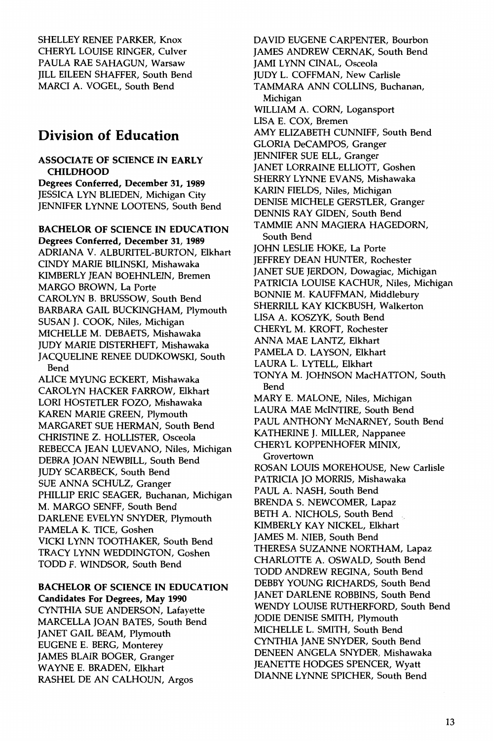SHELLEY RENEE PARKER, Knox
CHERYL LOUISE RINGER, Culver
PAULA RAE SAHAGUN, Warsaw
JILL EILEEN SHAFFER, South Bend
MARCI A. VOGEL, South Bend

## Division of Education

**ASSOCIATE OF SCIENCE IN EARLY CHILDHOOD**
**Degrees Conferred, December 31, 1989**
JESSICA LYN BLIEDEN, Michigan City
JENNIFER LYNNE LOOTENS, South Bend

**BACHELOR OF SCIENCE IN EDUCATION**
**Degrees Conferred, December 31, 1989**
ADRIANA V. ALBURITEL-BURTON, Elkhart
CINDY MARIE BILINSKI, Mishawaka
KIMBERLY JEAN BOEHNLEIN, Bremen
MARGO BROWN, La Porte
CAROLYN B. BRUSSOW, South Bend
BARBARA GAIL BUCKINGHAM, Plymouth
SUSAN J. COOK, Niles, Michigan
MICHELLE M. DEBAETS, Mishawaka
JUDY MARIE DISTERHEFT, Mishawaka
JACQUELINE RENEE DUDKOWSKI, South Bend
ALICE MYUNG ECKERT, Mishawaka
CAROLYN HACKER FARROW, Elkhart
LORI HOSTETLER FOZO, Mishawaka
KAREN MARIE GREEN, Plymouth
MARGARET SUE HERMAN, South Bend
CHRISTINE Z. HOLLISTER, Osceola
REBECCA JEAN LUEVANO, Niles, Michigan
DEBRA JOAN NEWBILL, South Bend
JUDY SCARBECK, South Bend
SUE ANNA SCHULZ, Granger
PHILLIP ERIC SEAGER, Buchanan, Michigan
M. MARGO SENFF, South Bend
DARLENE EVELYN SNYDER, Plymouth
PAMELA K. TICE, Goshen
VICKI LYNN TOOTHAKER, South Bend
TRACY LYNN WEDDINGTON, Goshen
TODD F. WINDSOR, South Bend

**BACHELOR OF SCIENCE IN EDUCATION**
**Candidates For Degrees, May 1990**
CYNTHIA SUE ANDERSON, Lafayette
MARCELLA JOAN BATES, South Bend
JANET GAIL BEAM, Plymouth
EUGENE E. BERG, Monterey
JAMES BLAIR BOGER, Granger
WAYNE E. BRADEN, Elkhart
RASHEL DE AN CALHOUN, Argos
DAVID EUGENE CARPENTER, Bourbon
JAMES ANDREW CERNAK, South Bend
JAMI LYNN CINAL, Osceola
JUDY L. COFFMAN, New Carlisle
TAMMARA ANN COLLINS, Buchanan, Michigan
WILLIAM A. CORN, Logansport
LISA E. COX, Bremen
AMY ELIZABETH CUNNIFF, South Bend
GLORIA DeCAMPOS, Granger
JENNIFER SUE ELL, Granger
JANET LORRAINE ELLIOTT, Goshen
SHERRY LYNNE EVANS, Mishawaka
KARIN FIELDS, Niles, Michigan
DENISE MICHELE GERSTLER, Granger
DENNIS RAY GIDEN, South Bend
TAMMIE ANN MAGIERA HAGEDORN, South Bend
JOHN LESLIE HOKE, La Porte
JEFFREY DEAN HUNTER, Rochester
JANET SUE JERDON, Dowagiac, Michigan
PATRICIA LOUISE KACHUR, Niles, Michigan
BONNIE M. KAUFFMAN, Middlebury
SHERRILL KAY KICKBUSH, Walkerton
LISA A. KOSZYK, South Bend
CHERYL M. KROFT, Rochester
ANNA MAE LANTZ, Elkhart
PAMELA D. LAYSON, Elkhart
LAURA L. LYTELL, Elkhart
TONYA M. JOHNSON MacHATTON, South Bend
MARY E. MALONE, Niles, Michigan
LAURA MAE McINTIRE, South Bend
PAUL ANTHONY McNARNEY, South Bend
KATHERINE J. MILLER, Nappanee
CHERYL KOPPENHOFER MINIX, Grovertown
ROSAN LOUIS MOREHOUSE, New Carlisle
PATRICIA JO MORRIS, Mishawaka
PAUL A. NASH, South Bend
BRENDA S. NEWCOMER, Lapaz
BETH A. NICHOLS, South Bend
KIMBERLY KAY NICKEL, Elkhart
JAMES M. NIEB, South Bend
THERESA SUZANNE NORTHAM, Lapaz
CHARLOTTE A. OSWALD, South Bend
TODD ANDREW REGINA, South Bend
DEBBY YOUNG RICHARDS, South Bend
JANET DARLENE ROBBINS, South Bend
WENDY LOUISE RUTHERFORD, South Bend
JODIE DENISE SMITH, Plymouth
MICHELLE L. SMITH, South Bend
CYNTHIA JANE SNYDER, South Bend
DENEEN ANGELA SNYDER, Mishawaka
JEANETTE HODGES SPENCER, Wyatt
DIANNE LYNNE SPICHER, South Bend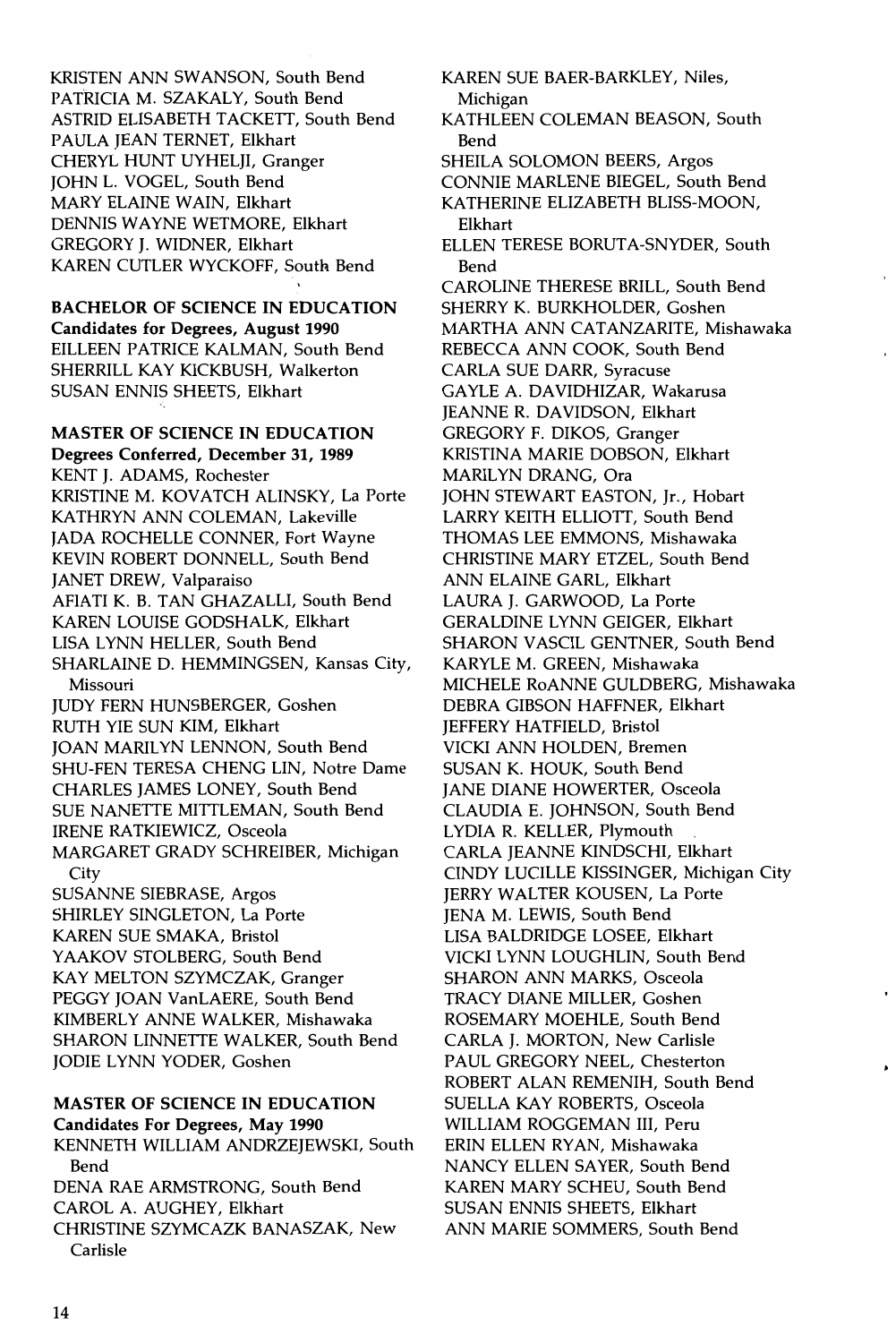KRISTEN ANN SWANSON, South Bend
PATRICIA M. SZAKALY, South Bend
ASTRID ELISABETH TACKETT, South Bend
PAULA JEAN TERNET, Elkhart
CHERYL HUNT UYHELJI, Granger
JOHN L. VOGEL, South Bend
MARY ELAINE WAIN, Elkhart
DENNIS WAYNE WETMORE, Elkhart
GREGORY J. WIDNER, Elkhart
KAREN CUTLER WYCKOFF, South Bend

**BACHELOR OF SCIENCE IN EDUCATION**
**Candidates for Degrees, August 1990**
EILLEEN PATRICE KALMAN, South Bend
SHERRILL KAY KICKBUSH, Walkerton
SUSAN ENNIS SHEETS, Elkhart

**MASTER OF SCIENCE IN EDUCATION**
**Degrees Conferred, December 31, 1989**
KENT J. ADAMS, Rochester
KRISTINE M. KOVATCH ALINSKY, La Porte
KATHRYN ANN COLEMAN, Lakeville
JADA ROCHELLE CONNER, Fort Wayne
KEVIN ROBERT DONNELL, South Bend
JANET DREW, Valparaiso
AFIATI K. B. TAN GHAZALLI, South Bend
KAREN LOUISE GODSHALK, Elkhart
LISA LYNN HELLER, South Bend
SHARLAINE D. HEMMINGSEN, Kansas City, Missouri
JUDY FERN HUNSBERGER, Goshen
RUTH YIE SUN KIM, Elkhart
JOAN MARILYN LENNON, South Bend
SHU-FEN TERESA CHENG LIN, Notre Dame
CHARLES JAMES LONEY, South Bend
SUE NANETTE MITTLEMAN, South Bend
IRENE RATKIEWICZ, Osceola
MARGARET GRADY SCHREIBER, Michigan City
SUSANNE SIEBRASE, Argos
SHIRLEY SINGLETON, La Porte
KAREN SUE SMAKA, Bristol
YAAKOV STOLBERG, South Bend
KAY MELTON SZYMCZAK, Granger
PEGGY JOAN VanLAERE, South Bend
KIMBERLY ANNE WALKER, Mishawaka
SHARON LINNETTE WALKER, South Bend
JODIE LYNN YODER, Goshen

**MASTER OF SCIENCE IN EDUCATION**
**Candidates For Degrees, May 1990**
KENNETH WILLIAM ANDRZEJEWSKI, South Bend
DENA RAE ARMSTRONG, South Bend
CAROL A. AUGHEY, Elkhart
CHRISTINE SZYMCAZK BANASZAK, New Carlisle
KAREN SUE BAER-BARKLEY, Niles, Michigan
KATHLEEN COLEMAN BEASON, South Bend
SHEILA SOLOMON BEERS, Argos
CONNIE MARLENE BIEGEL, South Bend
KATHERINE ELIZABETH BLISS-MOON, Elkhart
ELLEN TERESE BORUTA-SNYDER, South Bend
CAROLINE THERESE BRILL, South Bend
SHERRY K. BURKHOLDER, Goshen
MARTHA ANN CATANZARITE, Mishawaka
REBECCA ANN COOK, South Bend
CARLA SUE DARR, Syracuse
GAYLE A. DAVIDHIZAR, Wakarusa
JEANNE R. DAVIDSON, Elkhart
GREGORY F. DIKOS, Granger
KRISTINA MARIE DOBSON, Elkhart
MARILYN DRANG, Ora
JOHN STEWART EASTON, Jr., Hobart
LARRY KEITH ELLIOTT, South Bend
THOMAS LEE EMMONS, Mishawaka
CHRISTINE MARY ETZEL, South Bend
ANN ELAINE GARL, Elkhart
LAURA J. GARWOOD, La Porte
GERALDINE LYNN GEIGER, Elkhart
SHARON VASCIL GENTNER, South Bend
KARYLE M. GREEN, Mishawaka
MICHELE RoANNE GULDBERG, Mishawaka
DEBRA GIBSON HAFFNER, Elkhart
JEFFERY HATFIELD, Bristol
VICKI ANN HOLDEN, Bremen
SUSAN K. HOUK, South Bend
JANE DIANE HOWERTER, Osceola
CLAUDIA E. JOHNSON, South Bend
LYDIA R. KELLER, Plymouth
CARLA JEANNE KINDSCHI, Elkhart
CINDY LUCILLE KISSINGER, Michigan City
JERRY WALTER KOUSEN, La Porte
JENA M. LEWIS, South Bend
LISA BALDRIDGE LOSEE, Elkhart
VICKI LYNN LOUGHLIN, South Bend
SHARON ANN MARKS, Osceola
TRACY DIANE MILLER, Goshen
ROSEMARY MOEHLE, South Bend
CARLA J. MORTON, New Carlisle
PAUL GREGORY NEEL, Chesterton
ROBERT ALAN REMENIH, South Bend
SUELLA KAY ROBERTS, Osceola
WILLIAM ROGGEMAN III, Peru
ERIN ELLEN RYAN, Mishawaka
NANCY ELLEN SAYER, South Bend
KAREN MARY SCHEU, South Bend
SUSAN ENNIS SHEETS, Elkhart
ANN MARIE SOMMERS, South Bend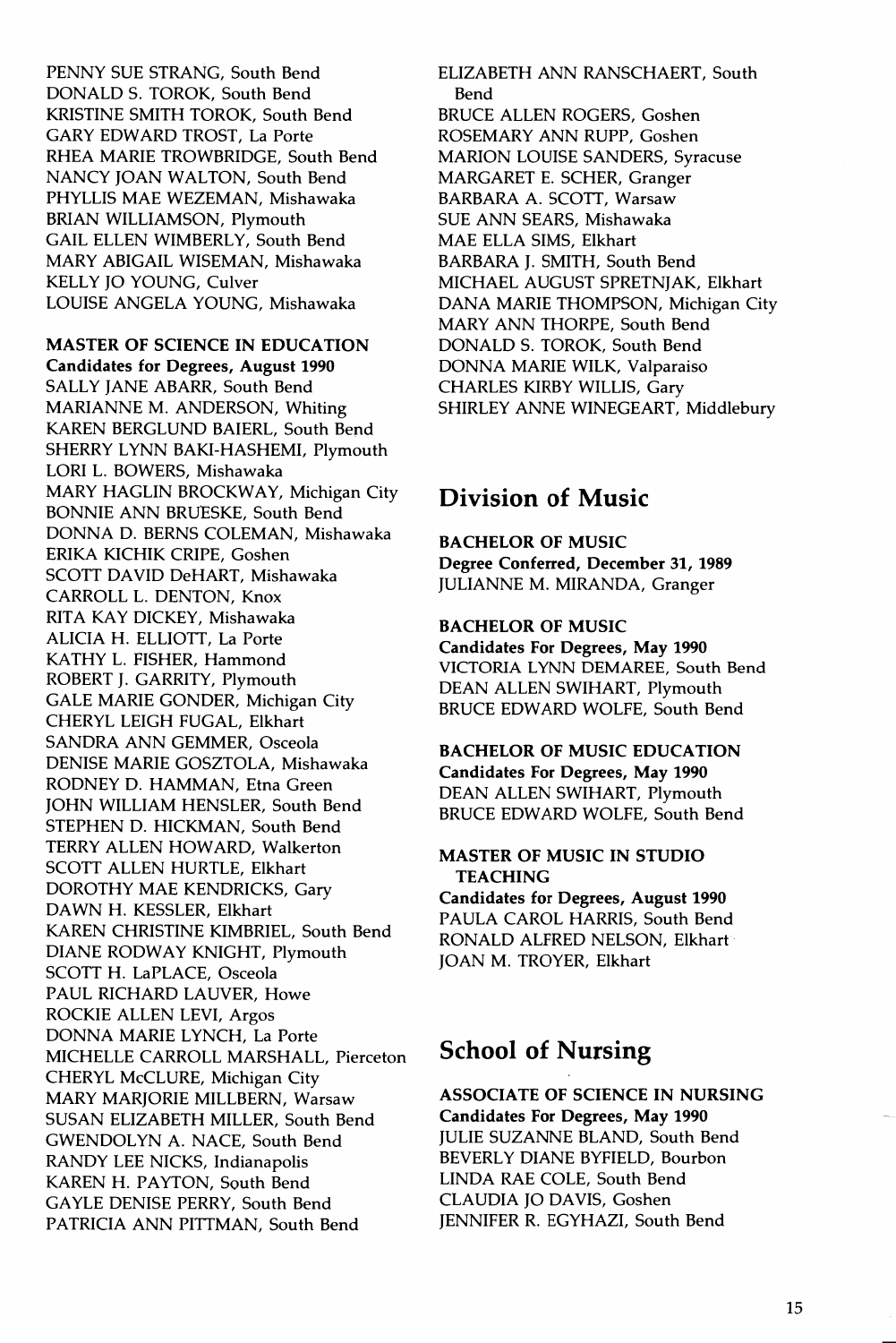PENNY SUE STRANG, South Bend
DONALD S. TOROK, South Bend
KRISTINE SMITH TOROK, South Bend
GARY EDWARD TROST, La Porte
RHEA MARIE TROWBRIDGE, South Bend
NANCY JOAN WALTON, South Bend
PHYLLIS MAE WEZEMAN, Mishawaka
BRIAN WILLIAMSON, Plymouth
GAIL ELLEN WIMBERLY, South Bend
MARY ABIGAIL WISEMAN, Mishawaka
KELLY JO YOUNG, Culver
LOUISE ANGELA YOUNG, Mishawaka

**MASTER OF SCIENCE IN EDUCATION**
**Candidates for Degrees, August 1990**
SALLY JANE ABARR, South Bend
MARIANNE M. ANDERSON, Whiting
KAREN BERGLUND BAIERL, South Bend
SHERRY LYNN BAKI-HASHEMI, Plymouth
LORI L. BOWERS, Mishawaka
MARY HAGLIN BROCKWAY, Michigan City
BONNIE ANN BRUESKE, South Bend
DONNA D. BERNS COLEMAN, Mishawaka
ERIKA KICHIK CRIPE, Goshen
SCOTT DAVID DeHART, Mishawaka
CARROLL L. DENTON, Knox
RITA KAY DICKEY, Mishawaka
ALICIA H. ELLIOTT, La Porte
KATHY L. FISHER, Hammond
ROBERT J. GARRITY, Plymouth
GALE MARIE GONDER, Michigan City
CHERYL LEIGH FUGAL, Elkhart
SANDRA ANN GEMMER, Osceola
DENISE MARIE GOSZTOLA, Mishawaka
RODNEY D. HAMMAN, Etna Green
JOHN WILLIAM HENSLER, South Bend
STEPHEN D. HICKMAN, South Bend
TERRY ALLEN HOWARD, Walkerton
SCOTT ALLEN HURTLE, Elkhart
DOROTHY MAE KENDRICKS, Gary
DAWN H. KESSLER, Elkhart
KAREN CHRISTINE KIMBRIEL, South Bend
DIANE RODWAY KNIGHT, Plymouth
SCOTT H. LaPLACE, Osceola
PAUL RICHARD LAUVER, Howe
ROCKIE ALLEN LEVI, Argos
DONNA MARIE LYNCH, La Porte
MICHELLE CARROLL MARSHALL, Pierceton
CHERYL McCLURE, Michigan City
MARY MARJORIE MILLBERN, Warsaw
SUSAN ELIZABETH MILLER, South Bend
GWENDOLYN A. NACE, South Bend
RANDY LEE NICKS, Indianapolis
KAREN H. PAYTON, South Bend
GAYLE DENISE PERRY, South Bend
PATRICIA ANN PITTMAN, South Bend
ELIZABETH ANN RANSCHAERT, South Bend
BRUCE ALLEN ROGERS, Goshen
ROSEMARY ANN RUPP, Goshen
MARION LOUISE SANDERS, Syracuse
MARGARET E. SCHER, Granger
BARBARA A. SCOTT, Warsaw
SUE ANN SEARS, Mishawaka
MAE ELLA SIMS, Elkhart
BARBARA J. SMITH, South Bend
MICHAEL AUGUST SPRETNJAK, Elkhart
DANA MARIE THOMPSON, Michigan City
MARY ANN THORPE, South Bend
DONALD S. TOROK, South Bend
DONNA MARIE WILK, Valparaiso
CHARLES KIRBY WILLIS, Gary
SHIRLEY ANNE WINEGEART, Middlebury

## Division of Music

**BACHELOR OF MUSIC**
**Degree Conferred, December 31, 1989**
JULIANNE M. MIRANDA, Granger

**BACHELOR OF MUSIC**
**Candidates For Degrees, May 1990**
VICTORIA LYNN DEMAREE, South Bend
DEAN ALLEN SWIHART, Plymouth
BRUCE EDWARD WOLFE, South Bend

**BACHELOR OF MUSIC EDUCATION**
**Candidates For Degrees, May 1990**
DEAN ALLEN SWIHART, Plymouth
BRUCE EDWARD WOLFE, South Bend

**MASTER OF MUSIC IN STUDIO TEACHING**
**Candidates for Degrees, August 1990**
PAULA CAROL HARRIS, South Bend
RONALD ALFRED NELSON, Elkhart
JOAN M. TROYER, Elkhart

## School of Nursing

**ASSOCIATE OF SCIENCE IN NURSING**
**Candidates For Degrees, May 1990**
JULIE SUZANNE BLAND, South Bend
BEVERLY DIANE BYFIELD, Bourbon
LINDA RAE COLE, South Bend
CLAUDIA JO DAVIS, Goshen
JENNIFER R. EGYHAZI, South Bend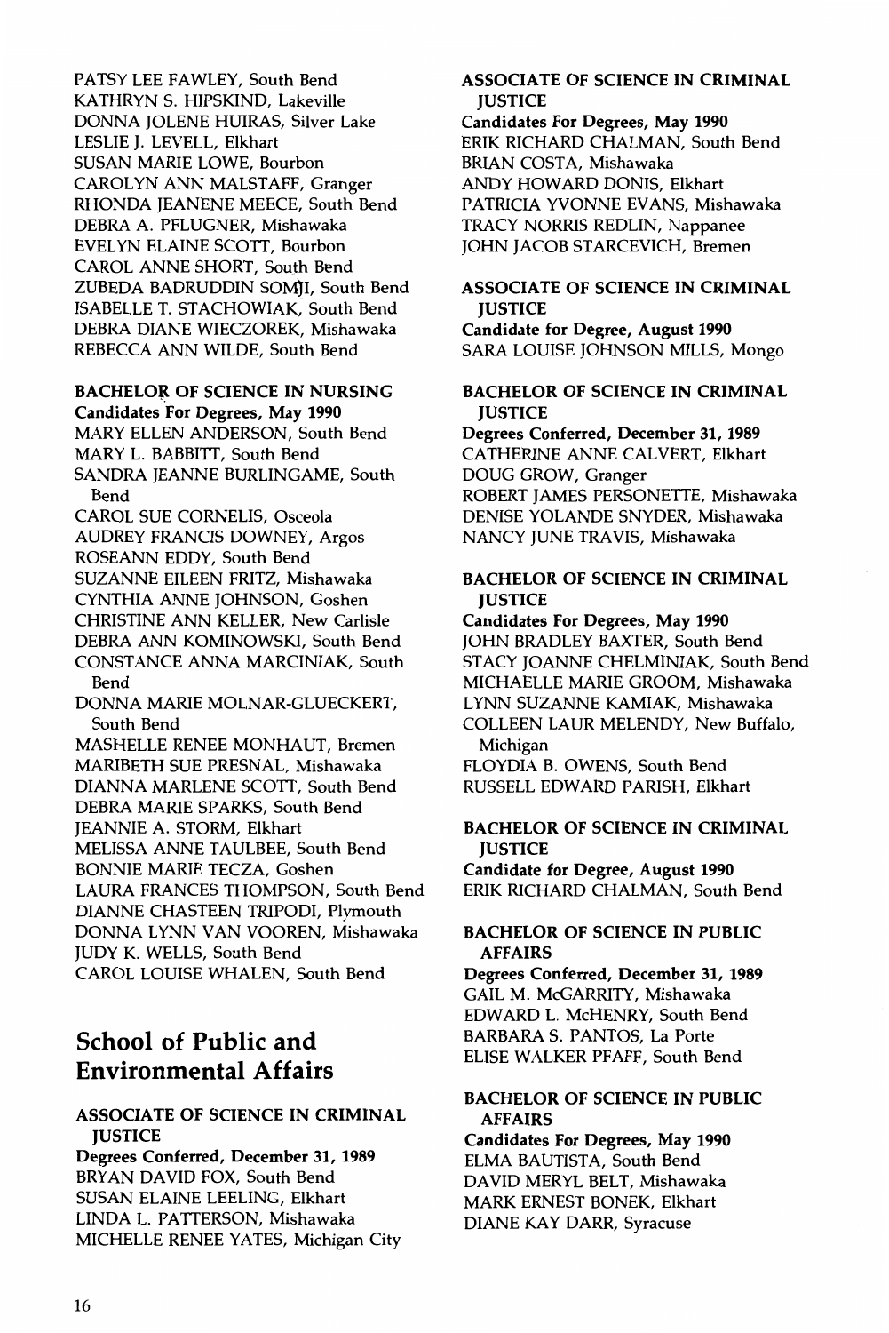PATSY LEE FAWLEY, South Bend
KATHRYN S. HIPSKIND, Lakeville
DONNA JOLENE HUIRAS, Silver Lake
LESLIE J. LEVELL, Elkhart
SUSAN MARIE LOWE, Bourbon
CAROLYN ANN MALSTAFF, Granger
RHONDA JEANENE MEECE, South Bend
DEBRA A. PFLUGNER, Mishawaka
EVELYN ELAINE SCOTT, Bourbon
CAROL ANNE SHORT, South Bend
ZUBEDA BADRUDDIN SOMJI, South Bend
ISABELLE T. STACHOWIAK, South Bend
DEBRA DIANE WIECZOREK, Mishawaka
REBECCA ANN WILDE, South Bend

**BACHELOR OF SCIENCE IN NURSING**
**Candidates For Degrees, May 1990**
MARY ELLEN ANDERSON, South Bend
MARY L. BABBITT, South Bend
SANDRA JEANNE BURLINGAME, South Bend
CAROL SUE CORNELIS, Osceola
AUDREY FRANCIS DOWNEY, Argos
ROSEANN EDDY, South Bend
SUZANNE EILEEN FRITZ, Mishawaka
CYNTHIA ANNE JOHNSON, Goshen
CHRISTINE ANN KELLER, New Carlisle
DEBRA ANN KOMINOWSKI, South Bend
CONSTANCE ANNA MARCINIAK, South Bend
DONNA MARIE MOLNAR-GLUECKERT, South Bend
MASHELLE RENEE MONHAUT, Bremen
MARIBETH SUE PRESNAL, Mishawaka
DIANNA MARLENE SCOTT, South Bend
DEBRA MARIE SPARKS, South Bend
JEANNIE A. STORM, Elkhart
MELISSA ANNE TAULBEE, South Bend
BONNIE MARIE TECZA, Goshen
LAURA FRANCES THOMPSON, South Bend
DIANNE CHASTEEN TRIPODI, Plymouth
DONNA LYNN VAN VOOREN, Mishawaka
JUDY K. WELLS, South Bend
CAROL LOUISE WHALEN, South Bend

## School of Public and Environmental Affairs

**ASSOCIATE OF SCIENCE IN CRIMINAL JUSTICE**
**Degrees Conferred, December 31, 1989**
BRYAN DAVID FOX, South Bend
SUSAN ELAINE LEELING, Elkhart
LINDA L. PATTERSON, Mishawaka
MICHELLE RENEE YATES, Michigan City

**ASSOCIATE OF SCIENCE IN CRIMINAL JUSTICE**
**Candidates For Degrees, May 1990**
ERIK RICHARD CHALMAN, South Bend
BRIAN COSTA, Mishawaka
ANDY HOWARD DONIS, Elkhart
PATRICIA YVONNE EVANS, Mishawaka
TRACY NORRIS REDLIN, Nappanee
JOHN JACOB STARCEVICH, Bremen

**ASSOCIATE OF SCIENCE IN CRIMINAL JUSTICE**
**Candidate for Degree, August 1990**
SARA LOUISE JOHNSON MILLS, Mongo

**BACHELOR OF SCIENCE IN CRIMINAL JUSTICE**
**Degrees Conferred, December 31, 1989**
CATHERINE ANNE CALVERT, Elkhart
DOUG GROW, Granger
ROBERT JAMES PERSONETTE, Mishawaka
DENISE YOLANDE SNYDER, Mishawaka
NANCY JUNE TRAVIS, Mishawaka

**BACHELOR OF SCIENCE IN CRIMINAL JUSTICE**
**Candidates For Degrees, May 1990**
JOHN BRADLEY BAXTER, South Bend
STACY JOANNE CHELMINIAK, South Bend
MICHAELLE MARIE GROOM, Mishawaka
LYNN SUZANNE KAMIAK, Mishawaka
COLLEEN LAUR MELENDY, New Buffalo, Michigan
FLOYDIA B. OWENS, South Bend
RUSSELL EDWARD PARISH, Elkhart

**BACHELOR OF SCIENCE IN CRIMINAL JUSTICE**
**Candidate for Degree, August 1990**
ERIK RICHARD CHALMAN, South Bend

**BACHELOR OF SCIENCE IN PUBLIC AFFAIRS**
**Degrees Conferred, December 31, 1989**
GAIL M. McGARRITY, Mishawaka
EDWARD L. McHENRY, South Bend
BARBARA S. PANTOS, La Porte
ELISE WALKER PFAFF, South Bend

**BACHELOR OF SCIENCE IN PUBLIC AFFAIRS**
**Candidates For Degrees, May 1990**
ELMA BAUTISTA, South Bend
DAVID MERYL BELT, Mishawaka
MARK ERNEST BONEK, Elkhart
DIANE KAY DARR, Syracuse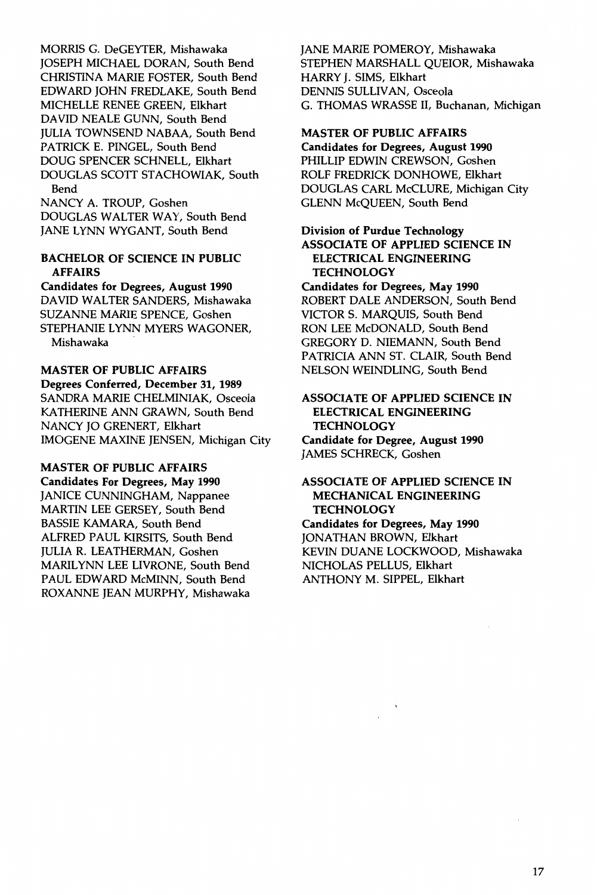MORRIS G. DeGEYTER, Mishawaka
JOSEPH MICHAEL DORAN, South Bend
CHRISTINA MARIE FOSTER, South Bend
EDWARD JOHN FREDLAKE, South Bend
MICHELLE RENEE GREEN, Elkhart
DAVID NEALE GUNN, South Bend
JULIA TOWNSEND NABAA, South Bend
PATRICK E. PINGEL, South Bend
DOUG SPENCER SCHNELL, Elkhart
DOUGLAS SCOTT STACHOWIAK, South Bend
NANCY A. TROUP, Goshen
DOUGLAS WALTER WAY, South Bend
JANE LYNN WYGANT, South Bend

**BACHELOR OF SCIENCE IN PUBLIC AFFAIRS**
**Candidates for Degrees, August 1990**
DAVID WALTER SANDERS, Mishawaka
SUZANNE MARIE SPENCE, Goshen
STEPHANIE LYNN MYERS WAGONER, Mishawaka

**MASTER OF PUBLIC AFFAIRS**
**Degrees Conferred, December 31, 1989**
SANDRA MARIE CHELMINIAK, Osceola
KATHERINE ANN GRAWN, South Bend
NANCY JO GRENERT, Elkhart
IMOGENE MAXINE JENSEN, Michigan City

**MASTER OF PUBLIC AFFAIRS**
**Candidates For Degrees, May 1990**
JANICE CUNNINGHAM, Nappanee
MARTIN LEE GERSEY, South Bend
BASSIE KAMARA, South Bend
ALFRED PAUL KIRSITS, South Bend
JULIA R. LEATHERMAN, Goshen
MARILYNN LEE LIVRONE, South Bend
PAUL EDWARD McMINN, South Bend
ROXANNE JEAN MURPHY, Mishawaka
JANE MARIE POMEROY, Mishawaka
STEPHEN MARSHALL QUEIOR, Mishawaka
HARRY J. SIMS, Elkhart
DENNIS SULLIVAN, Osceola
G. THOMAS WRASSE II, Buchanan, Michigan

**MASTER OF PUBLIC AFFAIRS**
**Candidates for Degrees, August 1990**
PHILLIP EDWIN CREWSON, Goshen
ROLF FREDRICK DONHOWE, Elkhart
DOUGLAS CARL McCLURE, Michigan City
GLENN McQUEEN, South Bend

**Division of Purdue Technology**
**ASSOCIATE OF APPLIED SCIENCE IN ELECTRICAL ENGINEERING TECHNOLOGY**
**Candidates for Degrees, May 1990**
ROBERT DALE ANDERSON, South Bend
VICTOR S. MARQUIS, South Bend
RON LEE McDONALD, South Bend
GREGORY D. NIEMANN, South Bend
PATRICIA ANN ST. CLAIR, South Bend
NELSON WEINDLING, South Bend

**ASSOCIATE OF APPLIED SCIENCE IN ELECTRICAL ENGINEERING TECHNOLOGY**
**Candidate for Degree, August 1990**
JAMES SCHRECK, Goshen

**ASSOCIATE OF APPLIED SCIENCE IN MECHANICAL ENGINEERING TECHNOLOGY**
**Candidates for Degrees, May 1990**
JONATHAN BROWN, Elkhart
KEVIN DUANE LOCKWOOD, Mishawaka
NICHOLAS PELLUS, Elkhart
ANTHONY M. SIPPEL, Elkhart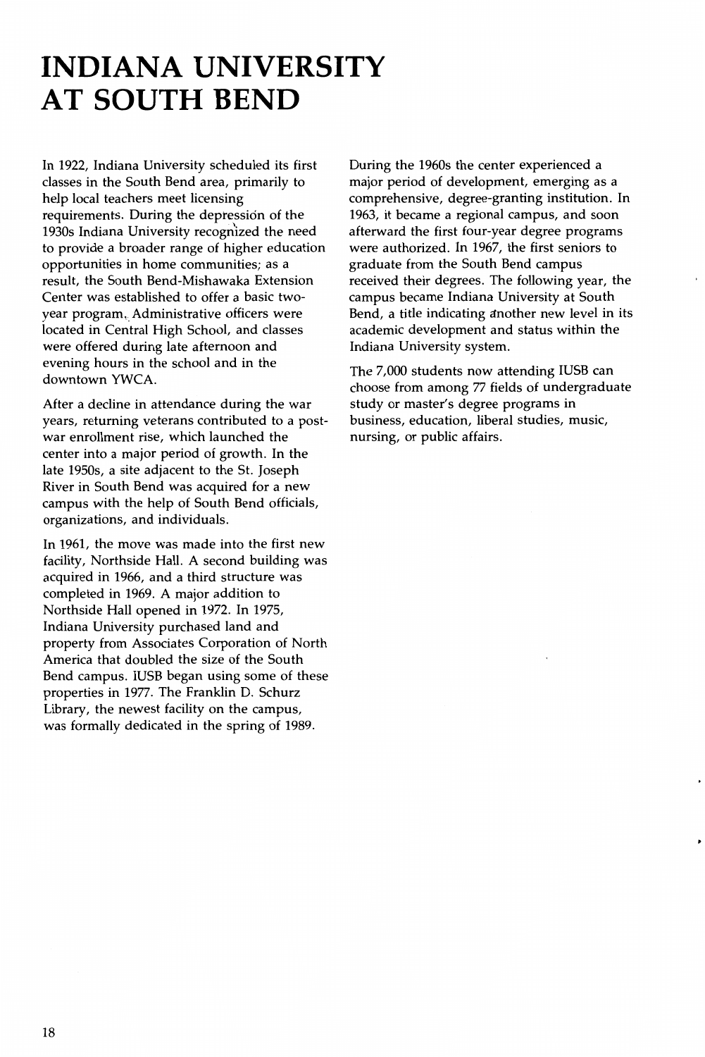# INDIANA UNIVERSITY AT SOUTH BEND

In 1922, Indiana University scheduled its first classes in the South Bend area, primarily to help local teachers meet licensing requirements. During the depression of the 1930s Indiana University recognized the need to provide a broader range of higher education opportunities in home communities; as a result, the South Bend-Mishawaka Extension Center was established to offer a basic two-year program. Administrative officers were located in Central High School, and classes were offered during late afternoon and evening hours in the school and in the downtown YWCA.

After a decline in attendance during the war years, returning veterans contributed to a post-war enrollment rise, which launched the center into a major period of growth. In the late 1950s, a site adjacent to the St. Joseph River in South Bend was acquired for a new campus with the help of South Bend officials, organizations, and individuals.

In 1961, the move was made into the first new facility, Northside Hall. A second building was acquired in 1966, and a third structure was completed in 1969. A major addition to Northside Hall opened in 1972. In 1975, Indiana University purchased land and property from Associates Corporation of North America that doubled the size of the South Bend campus. IUSB began using some of these properties in 1977. The Franklin D. Schurz Library, the newest facility on the campus, was formally dedicated in the spring of 1989.

During the 1960s the center experienced a major period of development, emerging as a comprehensive, degree-granting institution. In 1963, it became a regional campus, and soon afterward the first four-year degree programs were authorized. In 1967, the first seniors to graduate from the South Bend campus received their degrees. The following year, the campus became Indiana University at South Bend, a title indicating another new level in its academic development and status within the Indiana University system.

The 7,000 students now attending IUSB can choose from among 77 fields of undergraduate study or master's degree programs in business, education, liberal studies, music, nursing, or public affairs.